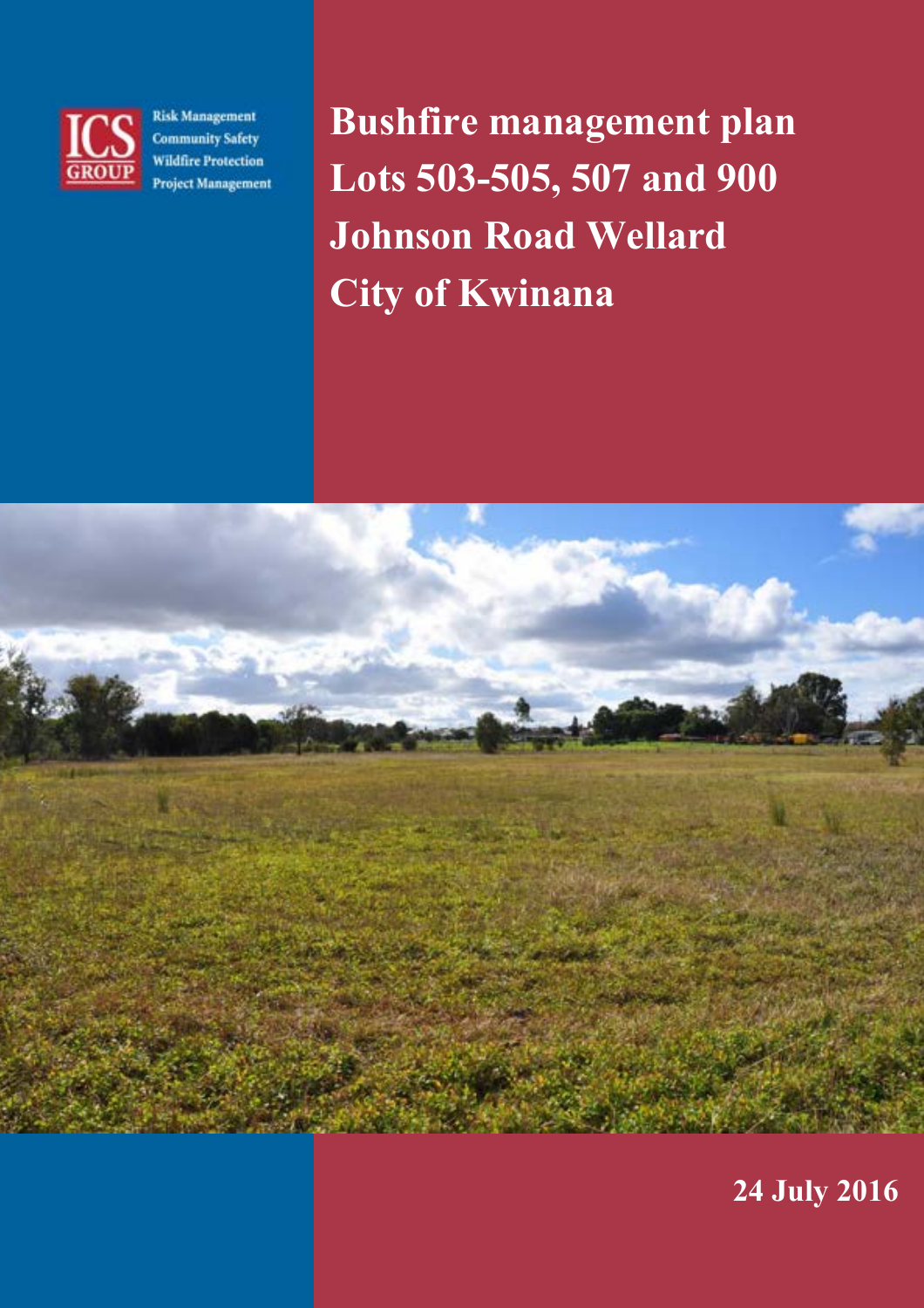ICS GROUP

Risk Management
Community Safety
Wildfire Protection
Project Management

# Bushfire management plan Lots 503-505, 507 and 900 Johnson Road Wellard City of Kwinana

24 July 2016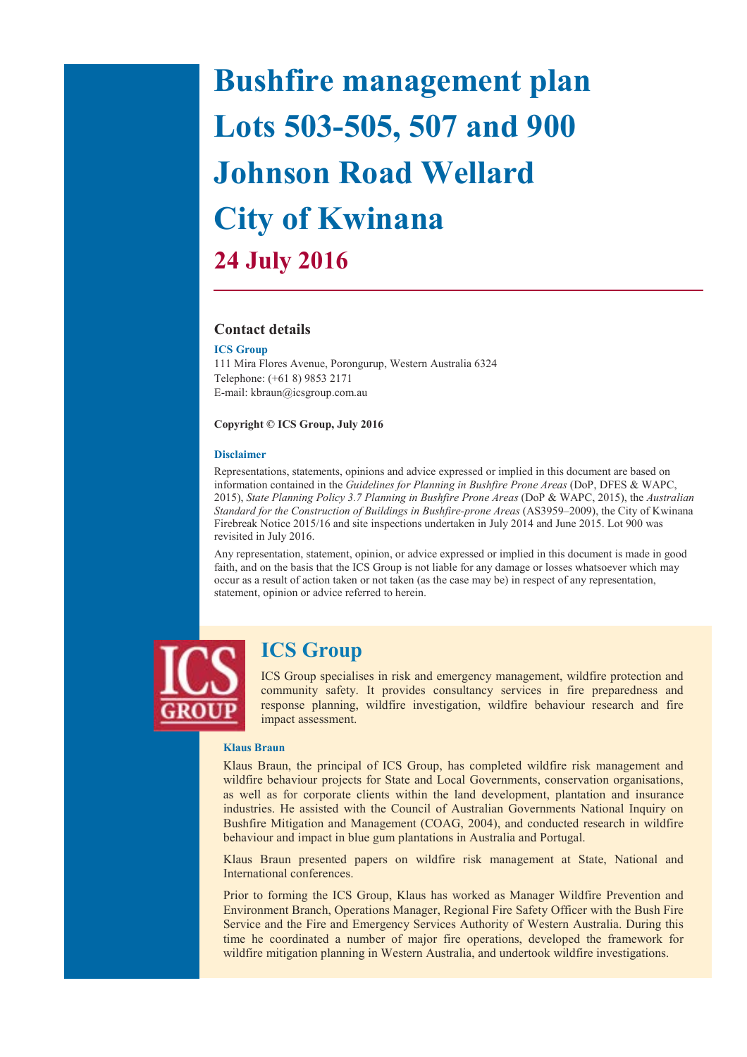# Bushfire management plan Lots 503-505, 507 and 900 Johnson Road Wellard City of Kwinana

## 24 July 2016

### Contact details

**ICS Group**
111 Mira Flores Avenue, Porongurup, Western Australia 6324
Telephone: (+61 8) 9853 2171
E-mail: kbraun@icsgroup.com.au

**Copyright © ICS Group, July 2016**

**Disclaimer**

Representations, statements, opinions and advice expressed or implied in this document are based on information contained in the *Guidelines for Planning in Bushfire Prone Areas* (DoP, DFES & WAPC, 2015), *State Planning Policy 3.7 Planning in Bushfire Prone Areas* (DoP & WAPC, 2015), the *Australian Standard for the Construction of Buildings in Bushfire-prone Areas* (AS3959–2009), the City of Kwinana Firebreak Notice 2015/16 and site inspections undertaken in July 2014 and June 2015. Lot 900 was revisited in July 2016.

Any representation, statement, opinion, or advice expressed or implied in this document is made in good faith, and on the basis that the ICS Group is not liable for any damage or losses whatsoever which may occur as a result of action taken or not taken (as the case may be) in respect of any representation, statement, opinion or advice referred to herein.

## ICS Group

ICS Group specialises in risk and emergency management, wildfire protection and community safety. It provides consultancy services in fire preparedness and response planning, wildfire investigation, wildfire behaviour research and fire impact assessment.

**Klaus Braun**

Klaus Braun, the principal of ICS Group, has completed wildfire risk management and wildfire behaviour projects for State and Local Governments, conservation organisations, as well as for corporate clients within the land development, plantation and insurance industries. He assisted with the Council of Australian Governments National Inquiry on Bushfire Mitigation and Management (COAG, 2004), and conducted research in wildfire behaviour and impact in blue gum plantations in Australia and Portugal.

Klaus Braun presented papers on wildfire risk management at State, National and International conferences.

Prior to forming the ICS Group, Klaus has worked as Manager Wildfire Prevention and Environment Branch, Operations Manager, Regional Fire Safety Officer with the Bush Fire Service and the Fire and Emergency Services Authority of Western Australia. During this time he coordinated a number of major fire operations, developed the framework for wildfire mitigation planning in Western Australia, and undertook wildfire investigations.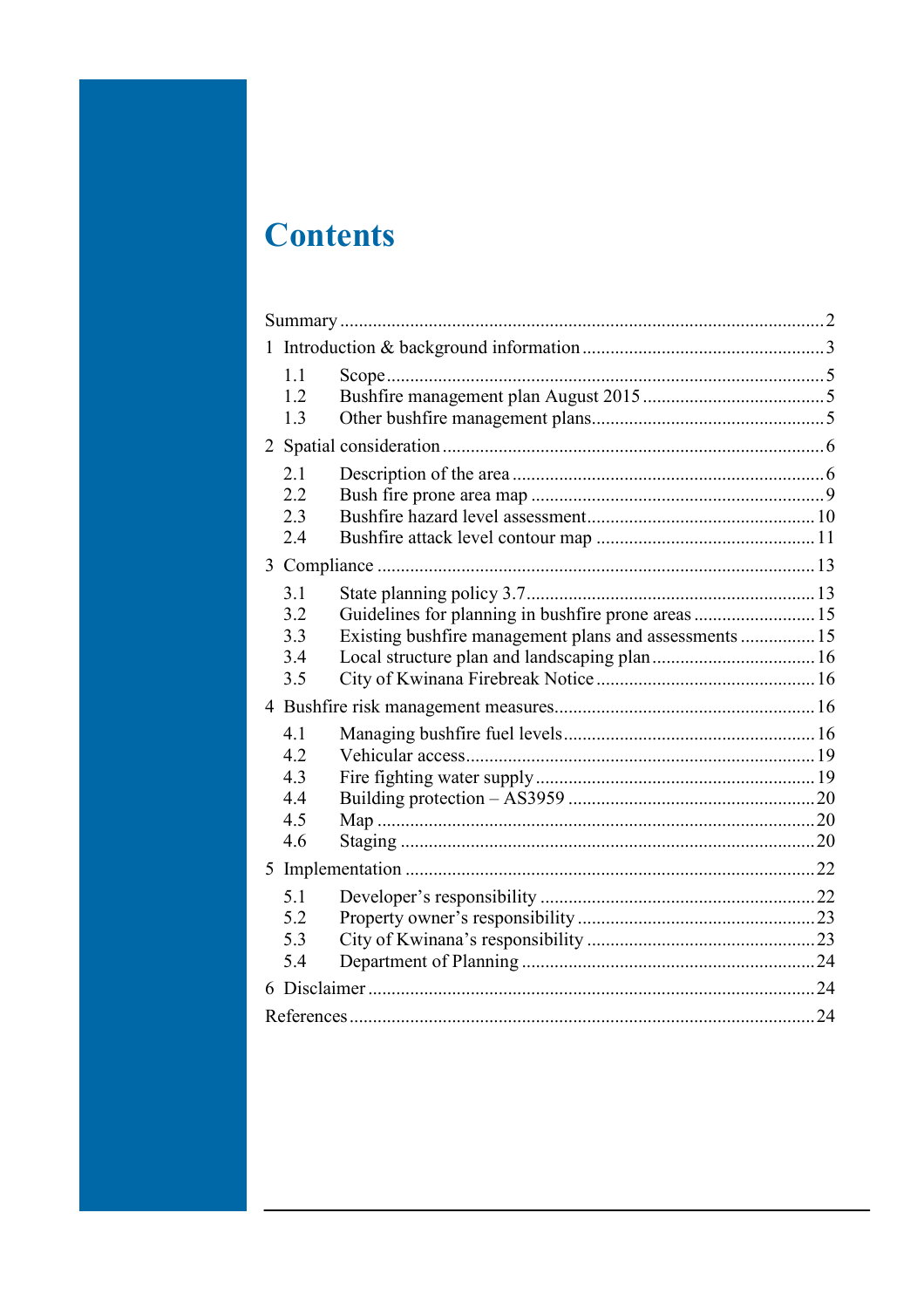# Contents

Summary ........................................................................................................ 2

1 Introduction & background information ........................................................ 3

- 1.1 Scope ................................................................................................ 5
- 1.2 Bushfire management plan August 2015 ............................................... 5
- 1.3 Other bushfire management plans .......................................................... 5

2 Spatial consideration ..................................................................................... 6

- 2.1 Description of the area ......................................................................... 6
- 2.2 Bush fire prone area map ...................................................................... 9
- 2.3 Bushfire hazard level assessment .......................................................... 10
- 2.4 Bushfire attack level contour map ......................................................... 11

3 Compliance ................................................................................................. 13

- 3.1 State planning policy 3.7 ...................................................................... 13
- 3.2 Guidelines for planning in bushfire prone areas ....................................... 15
- 3.3 Existing bushfire management plans and assessments ............................. 15
- 3.4 Local structure plan and landscaping plan ............................................... 16
- 3.5 City of Kwinana Firebreak Notice .......................................................... 16

4 Bushfire risk management measures ............................................................. 16

- 4.1 Managing bushfire fuel levels ................................................................ 16
- 4.2 Vehicular access ................................................................................... 19
- 4.3 Fire fighting water supply ..................................................................... 19
- 4.4 Building protection – AS3959 ................................................................ 20
- 4.5 Map ..................................................................................................... 20
- 4.6 Staging ................................................................................................ 20

5 Implementation ........................................................................................... 22

- 5.1 Developer's responsibility ..................................................................... 22
- 5.2 Property owner's responsibility .............................................................. 23
- 5.3 City of Kwinana's responsibility ............................................................ 23
- 5.4 Department of Planning ........................................................................ 24

6 Disclaimer ................................................................................................... 24

References ..................................................................................................... 24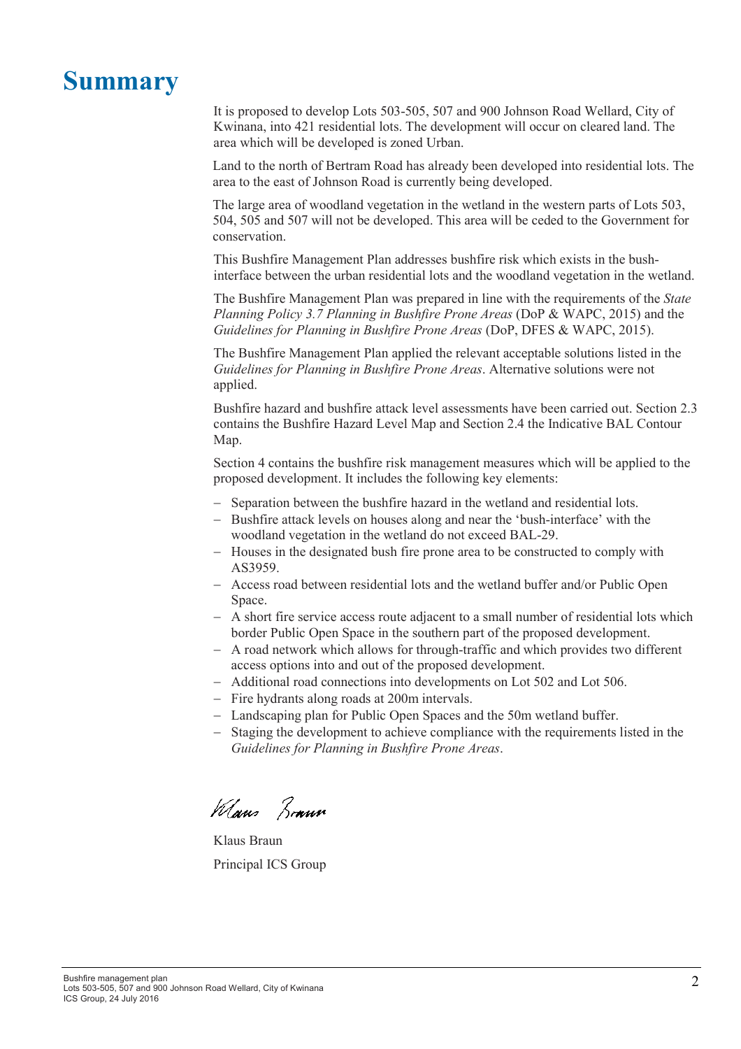# Summary

It is proposed to develop Lots 503-505, 507 and 900 Johnson Road Wellard, City of Kwinana, into 421 residential lots. The development will occur on cleared land. The area which will be developed is zoned Urban.

Land to the north of Bertram Road has already been developed into residential lots. The area to the east of Johnson Road is currently being developed.

The large area of woodland vegetation in the wetland in the western parts of Lots 503, 504, 505 and 507 will not be developed. This area will be ceded to the Government for conservation.

This Bushfire Management Plan addresses bushfire risk which exists in the bush-interface between the urban residential lots and the woodland vegetation in the wetland.

The Bushfire Management Plan was prepared in line with the requirements of the *State Planning Policy 3.7 Planning in Bushfire Prone Areas* (DoP & WAPC, 2015) and the *Guidelines for Planning in Bushfire Prone Areas* (DoP, DFES & WAPC, 2015).

The Bushfire Management Plan applied the relevant acceptable solutions listed in the *Guidelines for Planning in Bushfire Prone Areas*. Alternative solutions were not applied.

Bushfire hazard and bushfire attack level assessments have been carried out. Section 2.3 contains the Bushfire Hazard Level Map and Section 2.4 the Indicative BAL Contour Map.

Section 4 contains the bushfire risk management measures which will be applied to the proposed development. It includes the following key elements:

- Separation between the bushfire hazard in the wetland and residential lots.
- Bushfire attack levels on houses along and near the 'bush-interface' with the woodland vegetation in the wetland do not exceed BAL-29.
- Houses in the designated bush fire prone area to be constructed to comply with AS3959.
- Access road between residential lots and the wetland buffer and/or Public Open Space.
- A short fire service access route adjacent to a small number of residential lots which border Public Open Space in the southern part of the proposed development.
- A road network which allows for through-traffic and which provides two different access options into and out of the proposed development.
- Additional road connections into developments on Lot 502 and Lot 506.
- Fire hydrants along roads at 200m intervals.
- Landscaping plan for Public Open Spaces and the 50m wetland buffer.
- Staging the development to achieve compliance with the requirements listed in the *Guidelines for Planning in Bushfire Prone Areas*.

Klaus Braun

Klaus Braun

Principal ICS Group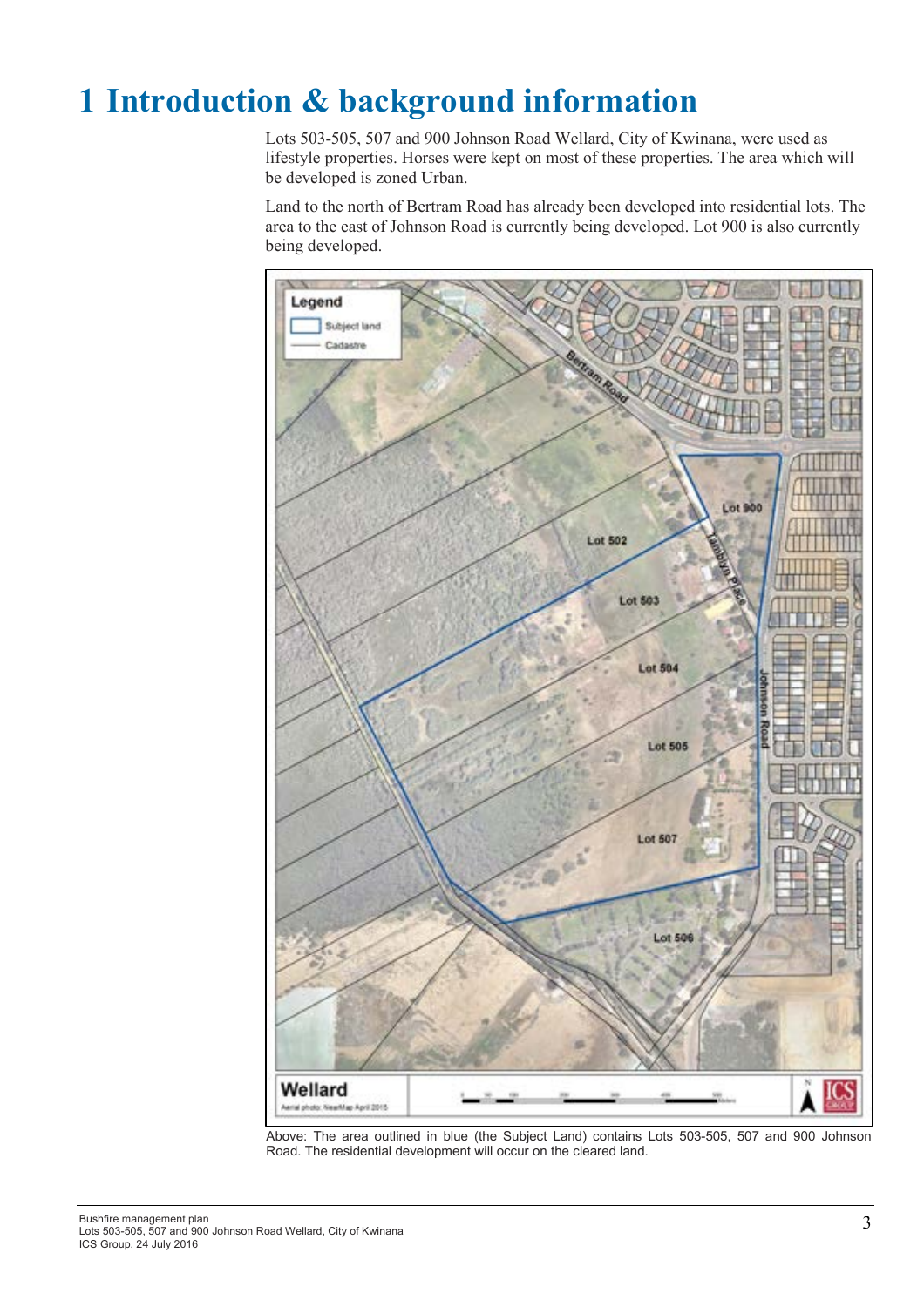# 1 Introduction & background information

Lots 503-505, 507 and 900 Johnson Road Wellard, City of Kwinana, were used as lifestyle properties. Horses were kept on most of these properties. The area which will be developed is zoned Urban.

Land to the north of Bertram Road has already been developed into residential lots. The area to the east of Johnson Road is currently being developed. Lot 900 is also currently being developed.

Above: The area outlined in blue (the Subject Land) contains Lots 503-505, 507 and 900 Johnson Road. The residential development will occur on the cleared land.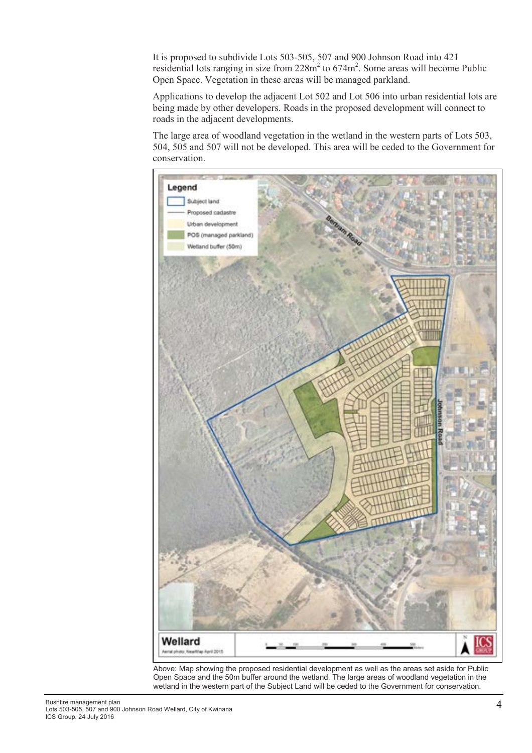It is proposed to subdivide Lots 503-505, 507 and 900 Johnson Road into 421 residential lots ranging in size from $228m^2$ to $674m^2$. Some areas will become Public Open Space. Vegetation in these areas will be managed parkland.

Applications to develop the adjacent Lot 502 and Lot 506 into urban residential lots are being made by other developers. Roads in the proposed development will connect to roads in the adjacent developments.

The large area of woodland vegetation in the wetland in the western parts of Lots 503, 504, 505 and 507 will not be developed. This area will be ceded to the Government for conservation.

Above: Map showing the proposed residential development as well as the areas set aside for Public Open Space and the 50m buffer around the wetland. The large areas of woodland vegetation in the wetland in the western part of the Subject Land will be ceded to the Government for conservation.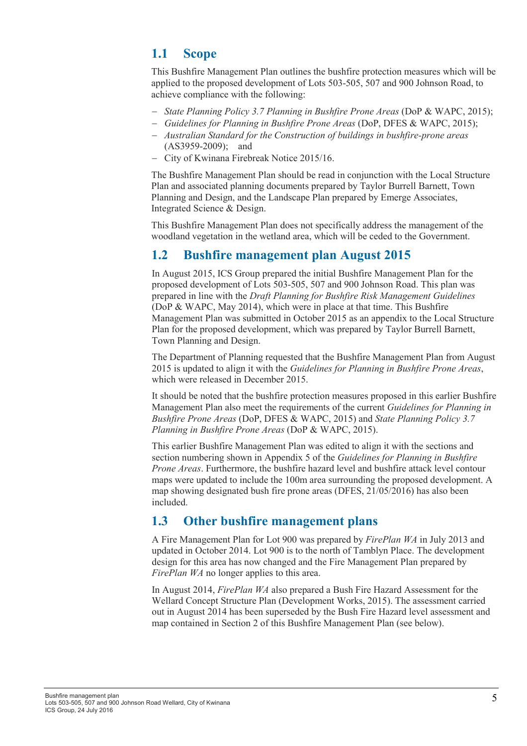## 1.1 Scope

This Bushfire Management Plan outlines the bushfire protection measures which will be applied to the proposed development of Lots 503-505, 507 and 900 Johnson Road, to achieve compliance with the following:

- *State Planning Policy 3.7 Planning in Bushfire Prone Areas* (DoP & WAPC, 2015);
- *Guidelines for Planning in Bushfire Prone Areas* (DoP, DFES & WAPC, 2015);
- *Australian Standard for the Construction of buildings in bushfire-prone areas* (AS3959-2009); and
- City of Kwinana Firebreak Notice 2015/16.

The Bushfire Management Plan should be read in conjunction with the Local Structure Plan and associated planning documents prepared by Taylor Burrell Barnett, Town Planning and Design, and the Landscape Plan prepared by Emerge Associates, Integrated Science & Design.

This Bushfire Management Plan does not specifically address the management of the woodland vegetation in the wetland area, which will be ceded to the Government.

## 1.2 Bushfire management plan August 2015

In August 2015, ICS Group prepared the initial Bushfire Management Plan for the proposed development of Lots 503-505, 507 and 900 Johnson Road. This plan was prepared in line with the *Draft Planning for Bushfire Risk Management Guidelines* (DoP & WAPC, May 2014), which were in place at that time. This Bushfire Management Plan was submitted in October 2015 as an appendix to the Local Structure Plan for the proposed development, which was prepared by Taylor Burrell Barnett, Town Planning and Design.

The Department of Planning requested that the Bushfire Management Plan from August 2015 is updated to align it with the *Guidelines for Planning in Bushfire Prone Areas*, which were released in December 2015.

It should be noted that the bushfire protection measures proposed in this earlier Bushfire Management Plan also meet the requirements of the current *Guidelines for Planning in Bushfire Prone Areas* (DoP, DFES & WAPC, 2015) and *State Planning Policy 3.7 Planning in Bushfire Prone Areas* (DoP & WAPC, 2015).

This earlier Bushfire Management Plan was edited to align it with the sections and section numbering shown in Appendix 5 of the *Guidelines for Planning in Bushfire Prone Areas*. Furthermore, the bushfire hazard level and bushfire attack level contour maps were updated to include the 100m area surrounding the proposed development. A map showing designated bush fire prone areas (DFES, 21/05/2016) has also been included.

## 1.3 Other bushfire management plans

A Fire Management Plan for Lot 900 was prepared by *FirePlan WA* in July 2013 and updated in October 2014. Lot 900 is to the north of Tamblyn Place. The development design for this area has now changed and the Fire Management Plan prepared by *FirePlan WA* no longer applies to this area.

In August 2014, *FirePlan WA* also prepared a Bush Fire Hazard Assessment for the Wellard Concept Structure Plan (Development Works, 2015). The assessment carried out in August 2014 has been superseded by the Bush Fire Hazard level assessment and map contained in Section 2 of this Bushfire Management Plan (see below).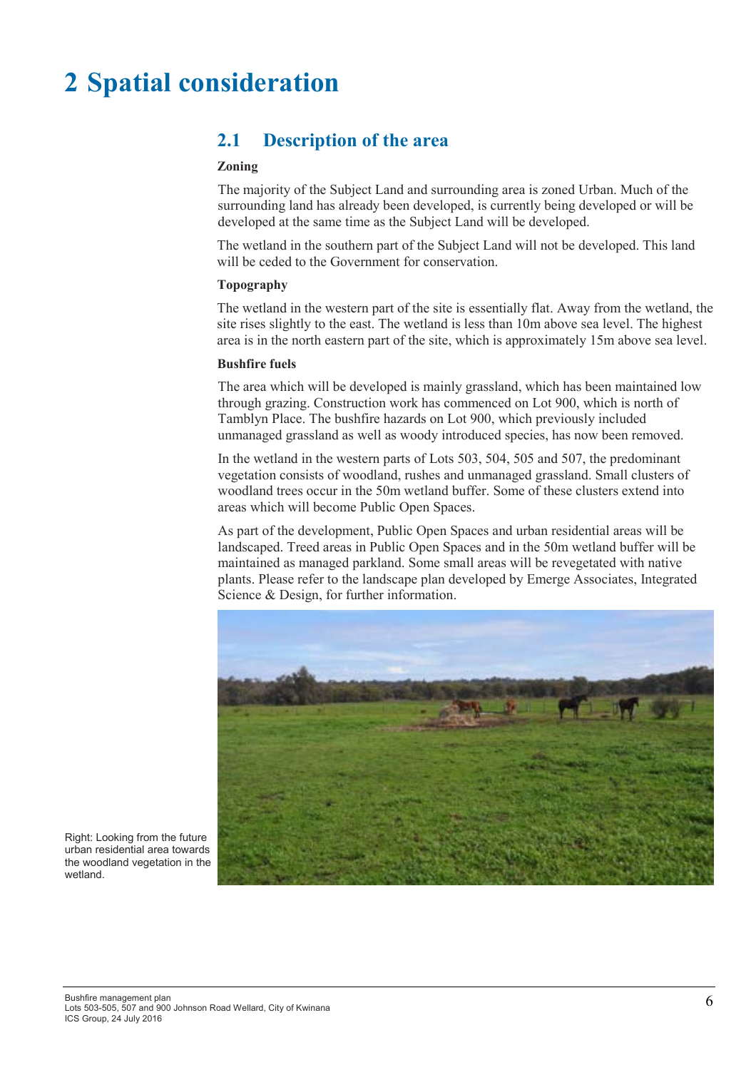# 2 Spatial consideration

## 2.1 Description of the area

**Zoning**

The majority of the Subject Land and surrounding area is zoned Urban. Much of the surrounding land has already been developed, is currently being developed or will be developed at the same time as the Subject Land will be developed.

The wetland in the southern part of the Subject Land will not be developed. This land will be ceded to the Government for conservation.

**Topography**

The wetland in the western part of the site is essentially flat. Away from the wetland, the site rises slightly to the east. The wetland is less than 10m above sea level. The highest area is in the north eastern part of the site, which is approximately 15m above sea level.

**Bushfire fuels**

The area which will be developed is mainly grassland, which has been maintained low through grazing. Construction work has commenced on Lot 900, which is north of Tamblyn Place. The bushfire hazards on Lot 900, which previously included unmanaged grassland as well as woody introduced species, has now been removed.

In the wetland in the western parts of Lots 503, 504, 505 and 507, the predominant vegetation consists of woodland, rushes and unmanaged grassland. Small clusters of woodland trees occur in the 50m wetland buffer. Some of these clusters extend into areas which will become Public Open Spaces.

As part of the development, Public Open Spaces and urban residential areas will be landscaped. Treed areas in Public Open Spaces and in the 50m wetland buffer will be maintained as managed parkland. Some small areas will be revegetated with native plants. Please refer to the landscape plan developed by Emerge Associates, Integrated Science & Design, for further information.

Right: Looking from the future urban residential area towards the woodland vegetation in the wetland.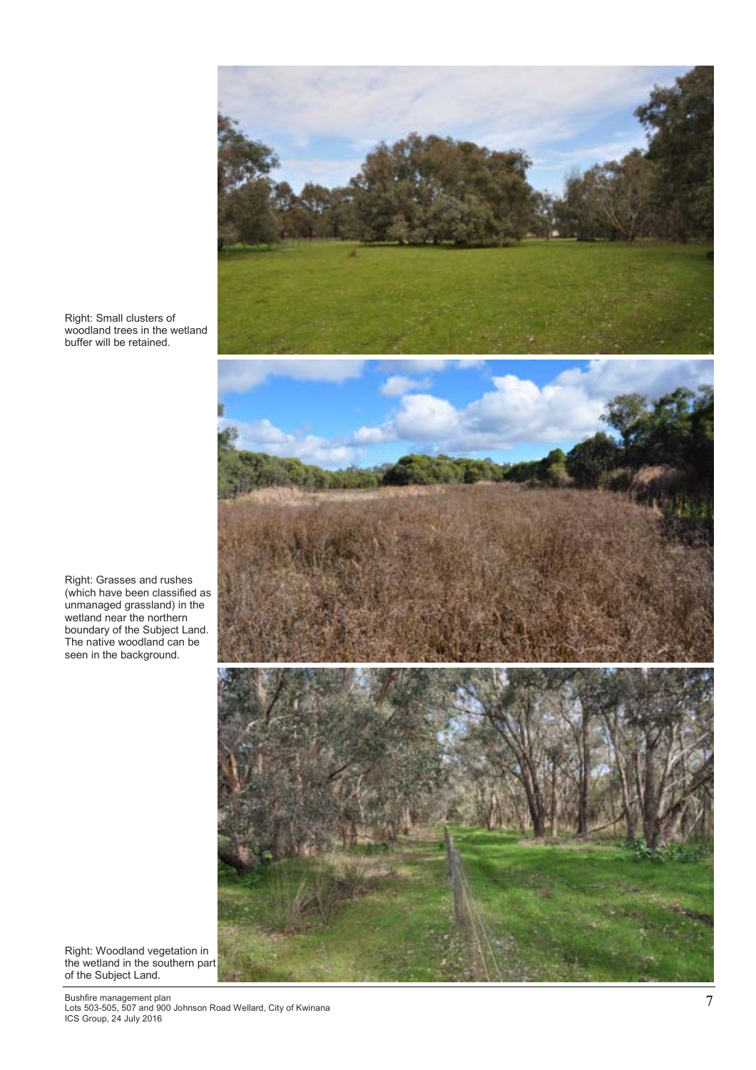Right: Small clusters of woodland trees in the wetland buffer will be retained.

Right: Grasses and rushes (which have been classified as unmanaged grassland) in the wetland near the northern boundary of the Subject Land. The native woodland can be seen in the background.

Right: Woodland vegetation in the wetland in the southern part of the Subject Land.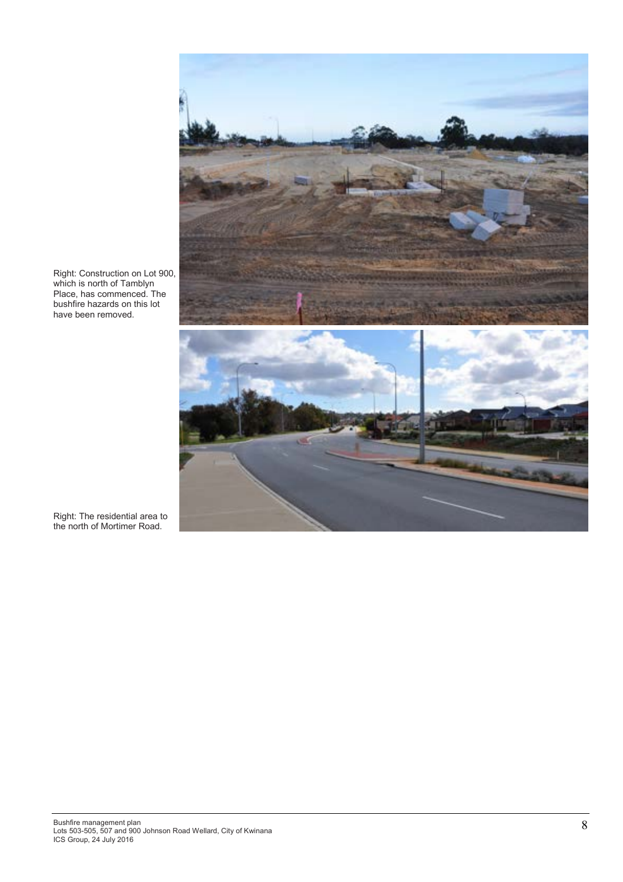Right: Construction on Lot 900, which is north of Tamblyn Place, has commenced. The bushfire hazards on this lot have been removed.

Right: The residential area to the north of Mortimer Road.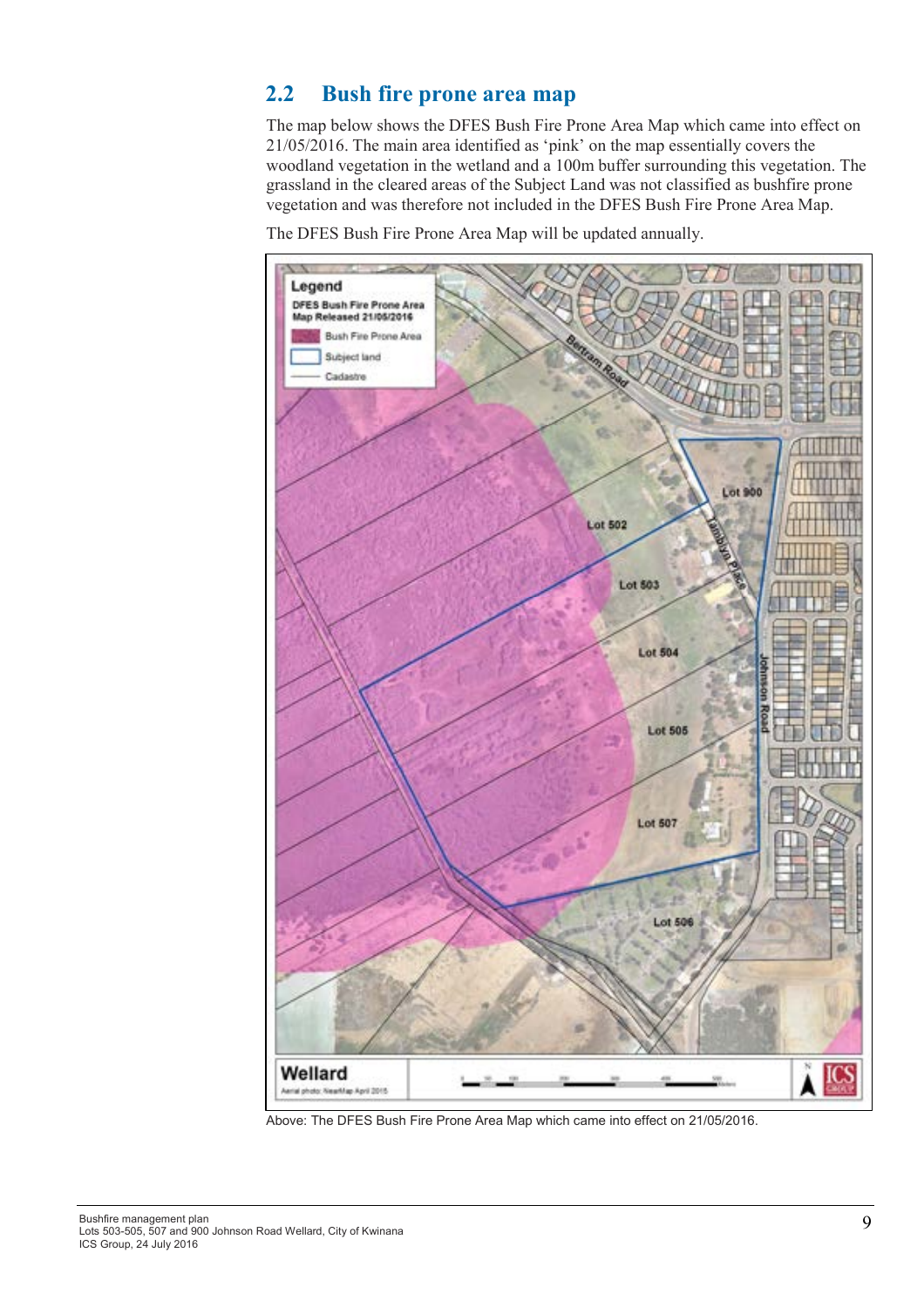## 2.2 Bush fire prone area map

The map below shows the DFES Bush Fire Prone Area Map which came into effect on 21/05/2016. The main area identified as 'pink' on the map essentially covers the woodland vegetation in the wetland and a 100m buffer surrounding this vegetation. The grassland in the cleared areas of the Subject Land was not classified as bushfire prone vegetation and was therefore not included in the DFES Bush Fire Prone Area Map.

The DFES Bush Fire Prone Area Map will be updated annually.

Above: The DFES Bush Fire Prone Area Map which came into effect on 21/05/2016.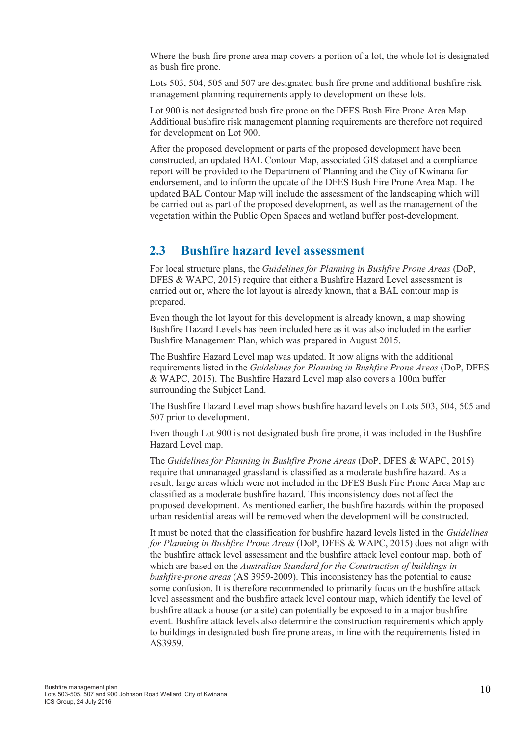Where the bush fire prone area map covers a portion of a lot, the whole lot is designated as bush fire prone.

Lots 503, 504, 505 and 507 are designated bush fire prone and additional bushfire risk management planning requirements apply to development on these lots.

Lot 900 is not designated bush fire prone on the DFES Bush Fire Prone Area Map. Additional bushfire risk management planning requirements are therefore not required for development on Lot 900.

After the proposed development or parts of the proposed development have been constructed, an updated BAL Contour Map, associated GIS dataset and a compliance report will be provided to the Department of Planning and the City of Kwinana for endorsement, and to inform the update of the DFES Bush Fire Prone Area Map. The updated BAL Contour Map will include the assessment of the landscaping which will be carried out as part of the proposed development, as well as the management of the vegetation within the Public Open Spaces and wetland buffer post-development.

## 2.3 Bushfire hazard level assessment

For local structure plans, the *Guidelines for Planning in Bushfire Prone Areas* (DoP, DFES & WAPC, 2015) require that either a Bushfire Hazard Level assessment is carried out or, where the lot layout is already known, that a BAL contour map is prepared.

Even though the lot layout for this development is already known, a map showing Bushfire Hazard Levels has been included here as it was also included in the earlier Bushfire Management Plan, which was prepared in August 2015.

The Bushfire Hazard Level map was updated. It now aligns with the additional requirements listed in the *Guidelines for Planning in Bushfire Prone Areas* (DoP, DFES & WAPC, 2015). The Bushfire Hazard Level map also covers a 100m buffer surrounding the Subject Land.

The Bushfire Hazard Level map shows bushfire hazard levels on Lots 503, 504, 505 and 507 prior to development.

Even though Lot 900 is not designated bush fire prone, it was included in the Bushfire Hazard Level map.

The *Guidelines for Planning in Bushfire Prone Areas* (DoP, DFES & WAPC, 2015) require that unmanaged grassland is classified as a moderate bushfire hazard. As a result, large areas which were not included in the DFES Bush Fire Prone Area Map are classified as a moderate bushfire hazard. This inconsistency does not affect the proposed development. As mentioned earlier, the bushfire hazards within the proposed urban residential areas will be removed when the development will be constructed.

It must be noted that the classification for bushfire hazard levels listed in the *Guidelines for Planning in Bushfire Prone Areas* (DoP, DFES & WAPC, 2015) does not align with the bushfire attack level assessment and the bushfire attack level contour map, both of which are based on the *Australian Standard for the Construction of buildings in bushfire-prone areas* (AS 3959-2009). This inconsistency has the potential to cause some confusion. It is therefore recommended to primarily focus on the bushfire attack level assessment and the bushfire attack level contour map, which identify the level of bushfire attack a house (or a site) can potentially be exposed to in a major bushfire event. Bushfire attack levels also determine the construction requirements which apply to buildings in designated bush fire prone areas, in line with the requirements listed in AS3959.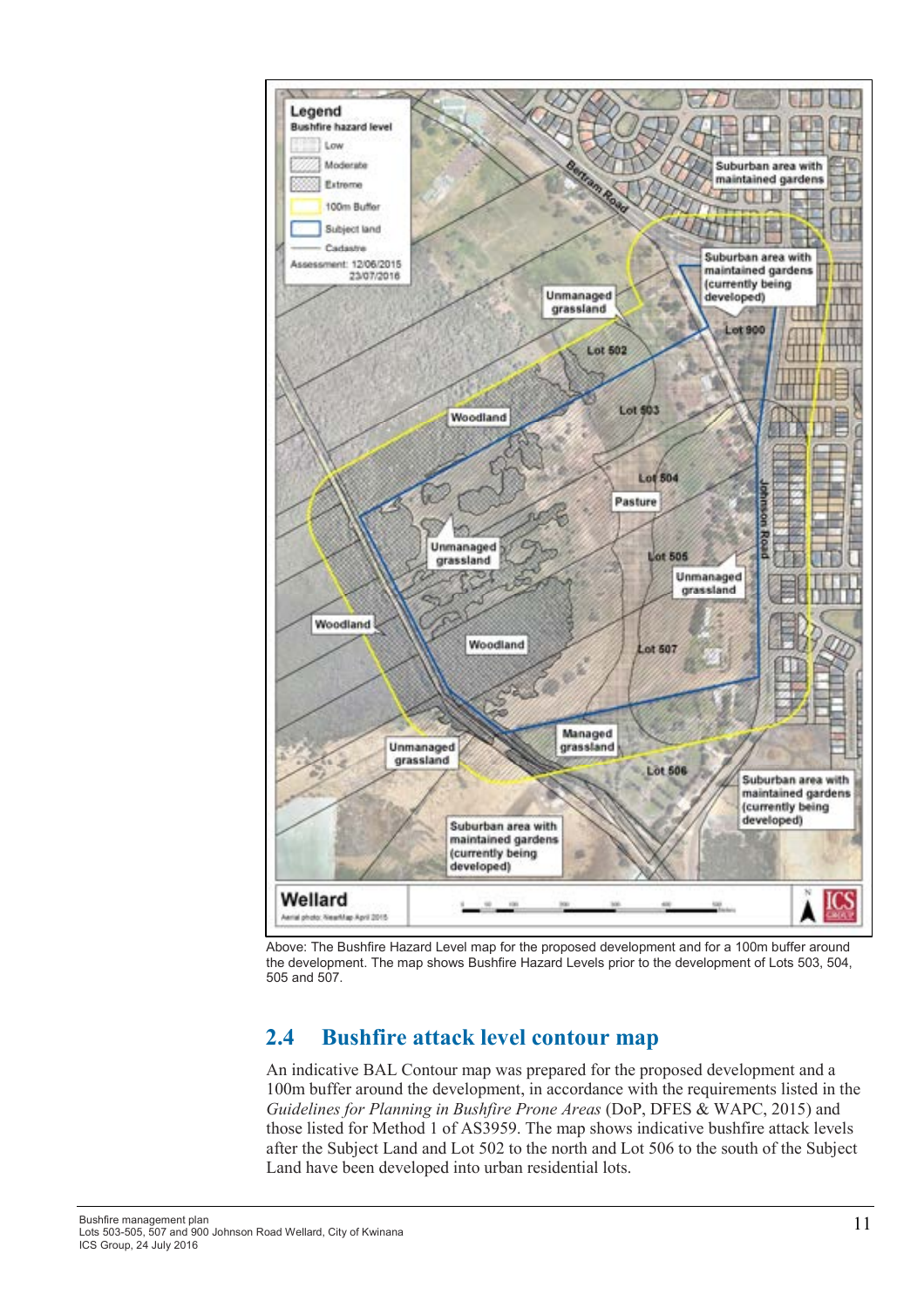Above: The Bushfire Hazard Level map for the proposed development and for a 100m buffer around the development. The map shows Bushfire Hazard Levels prior to the development of Lots 503, 504, 505 and 507.

## 2.4 Bushfire attack level contour map

An indicative BAL Contour map was prepared for the proposed development and a 100m buffer around the development, in accordance with the requirements listed in the *Guidelines for Planning in Bushfire Prone Areas* (DoP, DFES & WAPC, 2015) and those listed for Method 1 of AS3959. The map shows indicative bushfire attack levels after the Subject Land and Lot 502 to the north and Lot 506 to the south of the Subject Land have been developed into urban residential lots.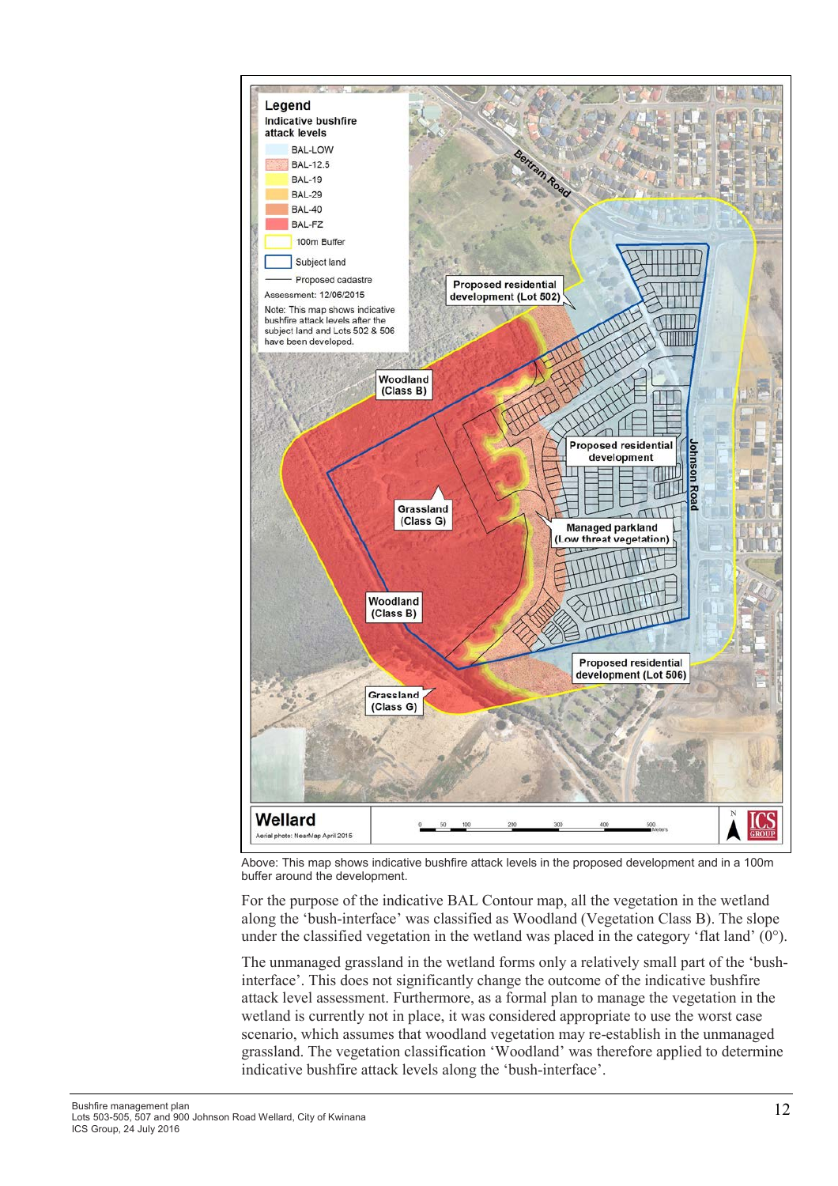Above: This map shows indicative bushfire attack levels in the proposed development and in a 100m buffer around the development.

For the purpose of the indicative BAL Contour map, all the vegetation in the wetland along the 'bush-interface' was classified as Woodland (Vegetation Class B). The slope under the classified vegetation in the wetland was placed in the category 'flat land' (0°).

The unmanaged grassland in the wetland forms only a relatively small part of the 'bush-interface'. This does not significantly change the outcome of the indicative bushfire attack level assessment. Furthermore, as a formal plan to manage the vegetation in the wetland is currently not in place, it was considered appropriate to use the worst case scenario, which assumes that woodland vegetation may re-establish in the unmanaged grassland. The vegetation classification 'Woodland' was therefore applied to determine indicative bushfire attack levels along the 'bush-interface'.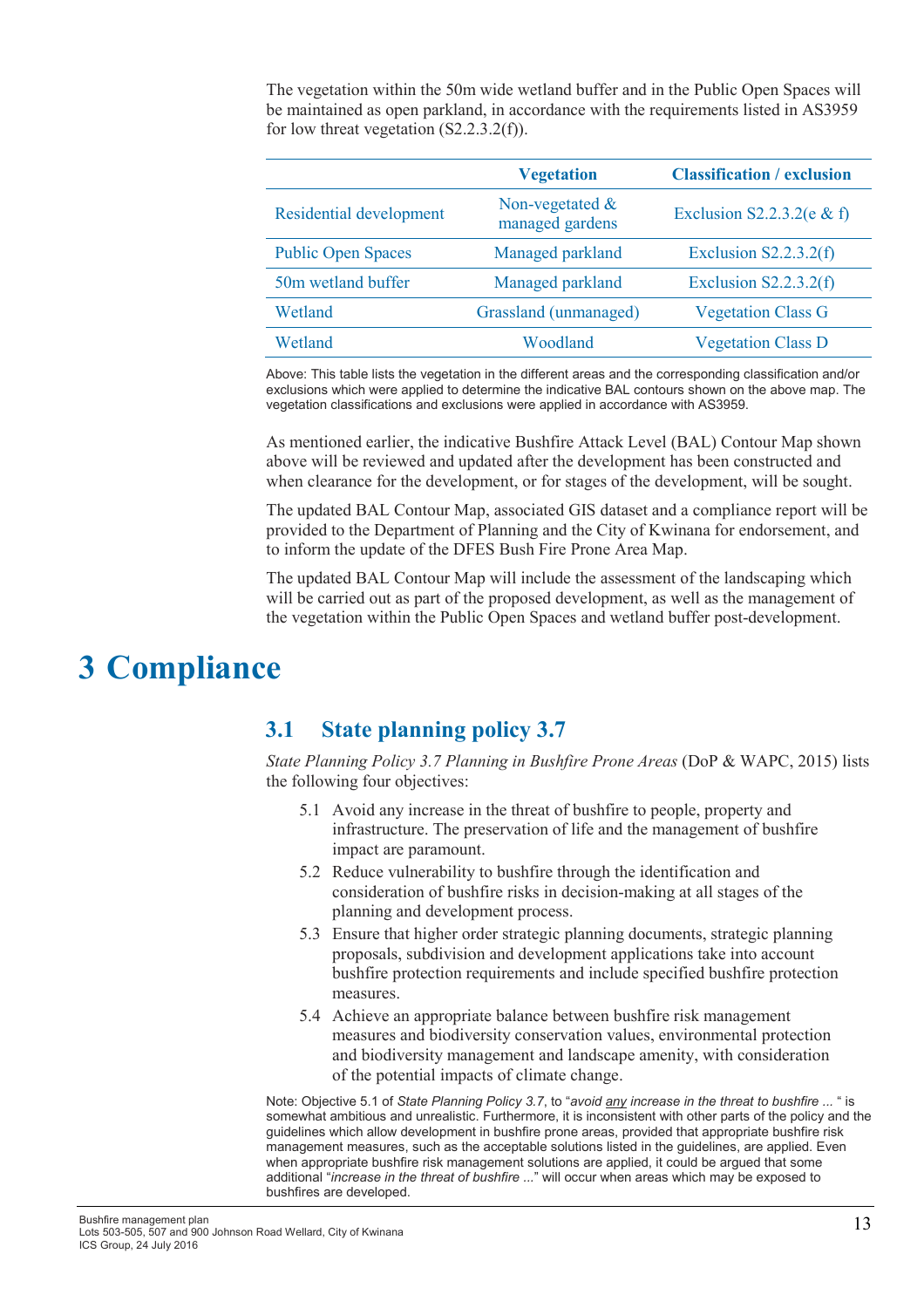The vegetation within the 50m wide wetland buffer and in the Public Open Spaces will be maintained as open parkland, in accordance with the requirements listed in AS3959 for low threat vegetation (S2.2.3.2(f)).

| | Vegetation | Classification / exclusion |
|---|---|---|
| Residential development | Non-vegetated & managed gardens | Exclusion S2.2.3.2(e & f) |
| Public Open Spaces | Managed parkland | Exclusion S2.2.3.2(f) |
| 50m wetland buffer | Managed parkland | Exclusion S2.2.3.2(f) |
| Wetland | Grassland (unmanaged) | Vegetation Class G |
| Wetland | Woodland | Vegetation Class D |

Above: This table lists the vegetation in the different areas and the corresponding classification and/or exclusions which were applied to determine the indicative BAL contours shown on the above map. The vegetation classifications and exclusions were applied in accordance with AS3959.

As mentioned earlier, the indicative Bushfire Attack Level (BAL) Contour Map shown above will be reviewed and updated after the development has been constructed and when clearance for the development, or for stages of the development, will be sought.

The updated BAL Contour Map, associated GIS dataset and a compliance report will be provided to the Department of Planning and the City of Kwinana for endorsement, and to inform the update of the DFES Bush Fire Prone Area Map.

The updated BAL Contour Map will include the assessment of the landscaping which will be carried out as part of the proposed development, as well as the management of the vegetation within the Public Open Spaces and wetland buffer post-development.

# 3 Compliance

## 3.1 State planning policy 3.7

*State Planning Policy 3.7 Planning in Bushfire Prone Areas* (DoP & WAPC, 2015) lists the following four objectives:

5.1 Avoid any increase in the threat of bushfire to people, property and infrastructure. The preservation of life and the management of bushfire impact are paramount.

5.2 Reduce vulnerability to bushfire through the identification and consideration of bushfire risks in decision-making at all stages of the planning and development process.

5.3 Ensure that higher order strategic planning documents, strategic planning proposals, subdivision and development applications take into account bushfire protection requirements and include specified bushfire protection measures.

5.4 Achieve an appropriate balance between bushfire risk management measures and biodiversity conservation values, environmental protection and biodiversity management and landscape amenity, with consideration of the potential impacts of climate change.

Note: Objective 5.1 of *State Planning Policy 3.7*, to "*avoid any increase in the threat to bushfire ...* " is somewhat ambitious and unrealistic. Furthermore, it is inconsistent with other parts of the policy and the guidelines which allow development in bushfire prone areas, provided that appropriate bushfire risk management measures, such as the acceptable solutions listed in the guidelines, are applied. Even when appropriate bushfire risk management solutions are applied, it could be argued that some additional "*increase in the threat of bushfire ...*" will occur when areas which may be exposed to bushfires are developed.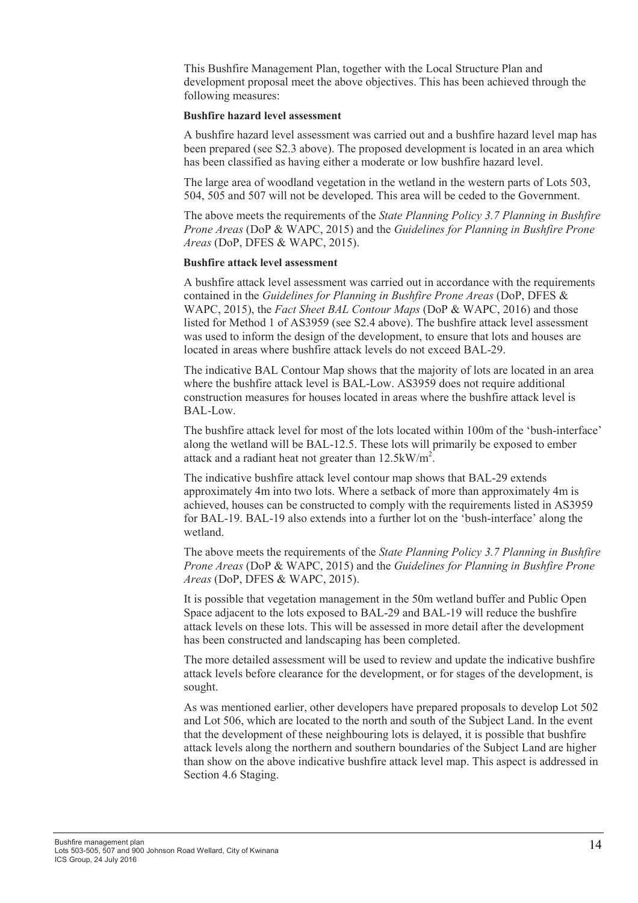This Bushfire Management Plan, together with the Local Structure Plan and development proposal meet the above objectives. This has been achieved through the following measures:

**Bushfire hazard level assessment**

A bushfire hazard level assessment was carried out and a bushfire hazard level map has been prepared (see S2.3 above). The proposed development is located in an area which has been classified as having either a moderate or low bushfire hazard level.

The large area of woodland vegetation in the wetland in the western parts of Lots 503, 504, 505 and 507 will not be developed. This area will be ceded to the Government.

The above meets the requirements of the *State Planning Policy 3.7 Planning in Bushfire Prone Areas* (DoP & WAPC, 2015) and the *Guidelines for Planning in Bushfire Prone Areas* (DoP, DFES & WAPC, 2015).

**Bushfire attack level assessment**

A bushfire attack level assessment was carried out in accordance with the requirements contained in the *Guidelines for Planning in Bushfire Prone Areas* (DoP, DFES & WAPC, 2015), the *Fact Sheet BAL Contour Maps* (DoP & WAPC, 2016) and those listed for Method 1 of AS3959 (see S2.4 above). The bushfire attack level assessment was used to inform the design of the development, to ensure that lots and houses are located in areas where bushfire attack levels do not exceed BAL-29.

The indicative BAL Contour Map shows that the majority of lots are located in an area where the bushfire attack level is BAL-Low. AS3959 does not require additional construction measures for houses located in areas where the bushfire attack level is BAL-Low.

The bushfire attack level for most of the lots located within 100m of the 'bush-interface' along the wetland will be BAL-12.5. These lots will primarily be exposed to ember attack and a radiant heat not greater than $12.5 kW/m^2$.

The indicative bushfire attack level contour map shows that BAL-29 extends approximately 4m into two lots. Where a setback of more than approximately 4m is achieved, houses can be constructed to comply with the requirements listed in AS3959 for BAL-19. BAL-19 also extends into a further lot on the 'bush-interface' along the wetland.

The above meets the requirements of the *State Planning Policy 3.7 Planning in Bushfire Prone Areas* (DoP & WAPC, 2015) and the *Guidelines for Planning in Bushfire Prone Areas* (DoP, DFES & WAPC, 2015).

It is possible that vegetation management in the 50m wetland buffer and Public Open Space adjacent to the lots exposed to BAL-29 and BAL-19 will reduce the bushfire attack levels on these lots. This will be assessed in more detail after the development has been constructed and landscaping has been completed.

The more detailed assessment will be used to review and update the indicative bushfire attack levels before clearance for the development, or for stages of the development, is sought.

As was mentioned earlier, other developers have prepared proposals to develop Lot 502 and Lot 506, which are located to the north and south of the Subject Land. In the event that the development of these neighbouring lots is delayed, it is possible that bushfire attack levels along the northern and southern boundaries of the Subject Land are higher than show on the above indicative bushfire attack level map. This aspect is addressed in Section 4.6 Staging.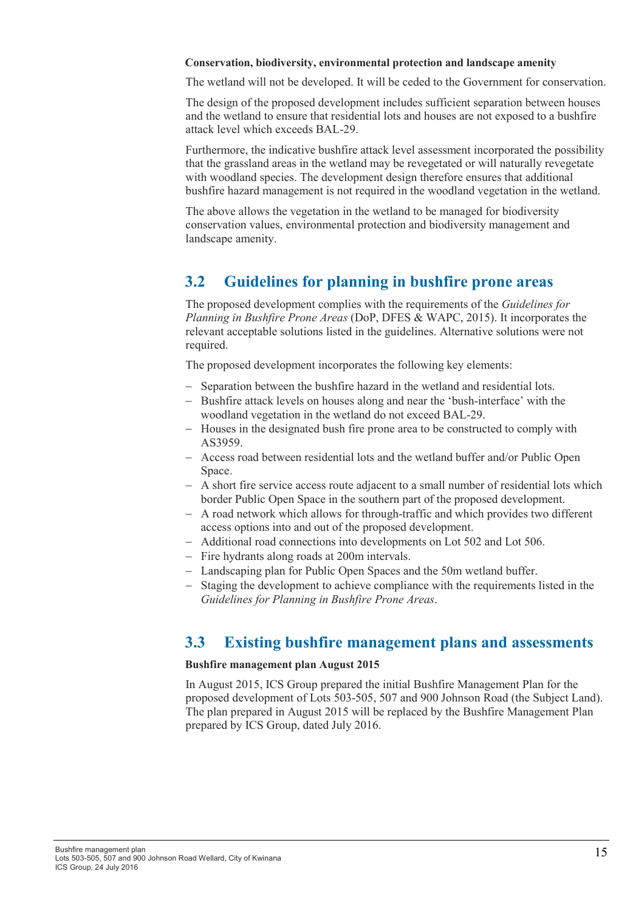**Conservation, biodiversity, environmental protection and landscape amenity**

The wetland will not be developed. It will be ceded to the Government for conservation.

The design of the proposed development includes sufficient separation between houses and the wetland to ensure that residential lots and houses are not exposed to a bushfire attack level which exceeds BAL-29.

Furthermore, the indicative bushfire attack level assessment incorporated the possibility that the grassland areas in the wetland may be revegetated or will naturally revegetate with woodland species. The development design therefore ensures that additional bushfire hazard management is not required in the woodland vegetation in the wetland.

The above allows the vegetation in the wetland to be managed for biodiversity conservation values, environmental protection and biodiversity management and landscape amenity.

## 3.2 Guidelines for planning in bushfire prone areas

The proposed development complies with the requirements of the *Guidelines for Planning in Bushfire Prone Areas* (DoP, DFES & WAPC, 2015). It incorporates the relevant acceptable solutions listed in the guidelines. Alternative solutions were not required.

The proposed development incorporates the following key elements:

- Separation between the bushfire hazard in the wetland and residential lots.
- Bushfire attack levels on houses along and near the 'bush-interface' with the woodland vegetation in the wetland do not exceed BAL-29.
- Houses in the designated bush fire prone area to be constructed to comply with AS3959.
- Access road between residential lots and the wetland buffer and/or Public Open Space.
- A short fire service access route adjacent to a small number of residential lots which border Public Open Space in the southern part of the proposed development.
- A road network which allows for through-traffic and which provides two different access options into and out of the proposed development.
- Additional road connections into developments on Lot 502 and Lot 506.
- Fire hydrants along roads at 200m intervals.
- Landscaping plan for Public Open Spaces and the 50m wetland buffer.
- Staging the development to achieve compliance with the requirements listed in the *Guidelines for Planning in Bushfire Prone Areas*.

## 3.3 Existing bushfire management plans and assessments

**Bushfire management plan August 2015**

In August 2015, ICS Group prepared the initial Bushfire Management Plan for the proposed development of Lots 503-505, 507 and 900 Johnson Road (the Subject Land). The plan prepared in August 2015 will be replaced by the Bushfire Management Plan prepared by ICS Group, dated July 2016.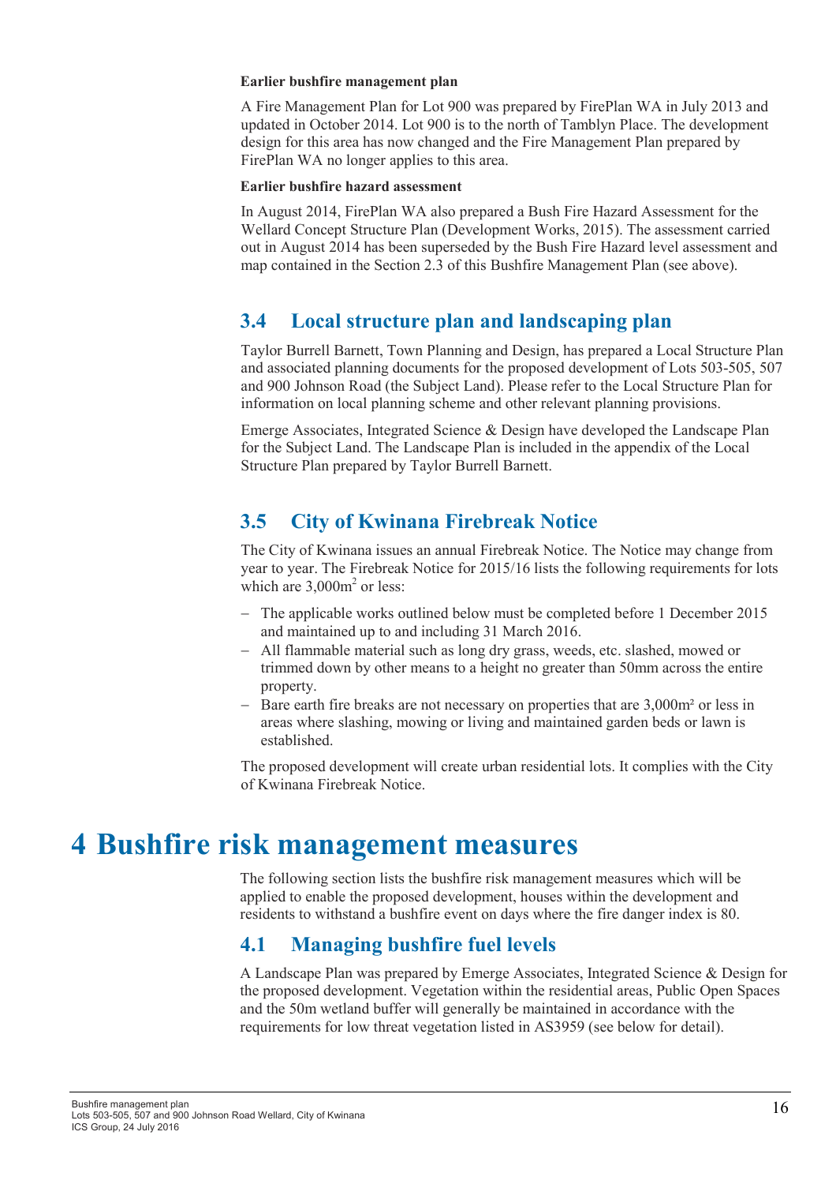**Earlier bushfire management plan**

A Fire Management Plan for Lot 900 was prepared by FirePlan WA in July 2013 and updated in October 2014. Lot 900 is to the north of Tamblyn Place. The development design for this area has now changed and the Fire Management Plan prepared by FirePlan WA no longer applies to this area.

**Earlier bushfire hazard assessment**

In August 2014, FirePlan WA also prepared a Bush Fire Hazard Assessment for the Wellard Concept Structure Plan (Development Works, 2015). The assessment carried out in August 2014 has been superseded by the Bush Fire Hazard level assessment and map contained in the Section 2.3 of this Bushfire Management Plan (see above).

## 3.4 Local structure plan and landscaping plan

Taylor Burrell Barnett, Town Planning and Design, has prepared a Local Structure Plan and associated planning documents for the proposed development of Lots 503-505, 507 and 900 Johnson Road (the Subject Land). Please refer to the Local Structure Plan for information on local planning scheme and other relevant planning provisions.

Emerge Associates, Integrated Science & Design have developed the Landscape Plan for the Subject Land. The Landscape Plan is included in the appendix of the Local Structure Plan prepared by Taylor Burrell Barnett.

## 3.5 City of Kwinana Firebreak Notice

The City of Kwinana issues an annual Firebreak Notice. The Notice may change from year to year. The Firebreak Notice for 2015/16 lists the following requirements for lots which are 3,000m$^2$ or less:

- The applicable works outlined below must be completed before 1 December 2015 and maintained up to and including 31 March 2016.
- All flammable material such as long dry grass, weeds, etc. slashed, mowed or trimmed down by other means to a height no greater than 50mm across the entire property.
- Bare earth fire breaks are not necessary on properties that are 3,000m² or less in areas where slashing, mowing or living and maintained garden beds or lawn is established.

The proposed development will create urban residential lots. It complies with the City of Kwinana Firebreak Notice.

# 4 Bushfire risk management measures

The following section lists the bushfire risk management measures which will be applied to enable the proposed development, houses within the development and residents to withstand a bushfire event on days where the fire danger index is 80.

## 4.1 Managing bushfire fuel levels

A Landscape Plan was prepared by Emerge Associates, Integrated Science & Design for the proposed development. Vegetation within the residential areas, Public Open Spaces and the 50m wetland buffer will generally be maintained in accordance with the requirements for low threat vegetation listed in AS3959 (see below for detail).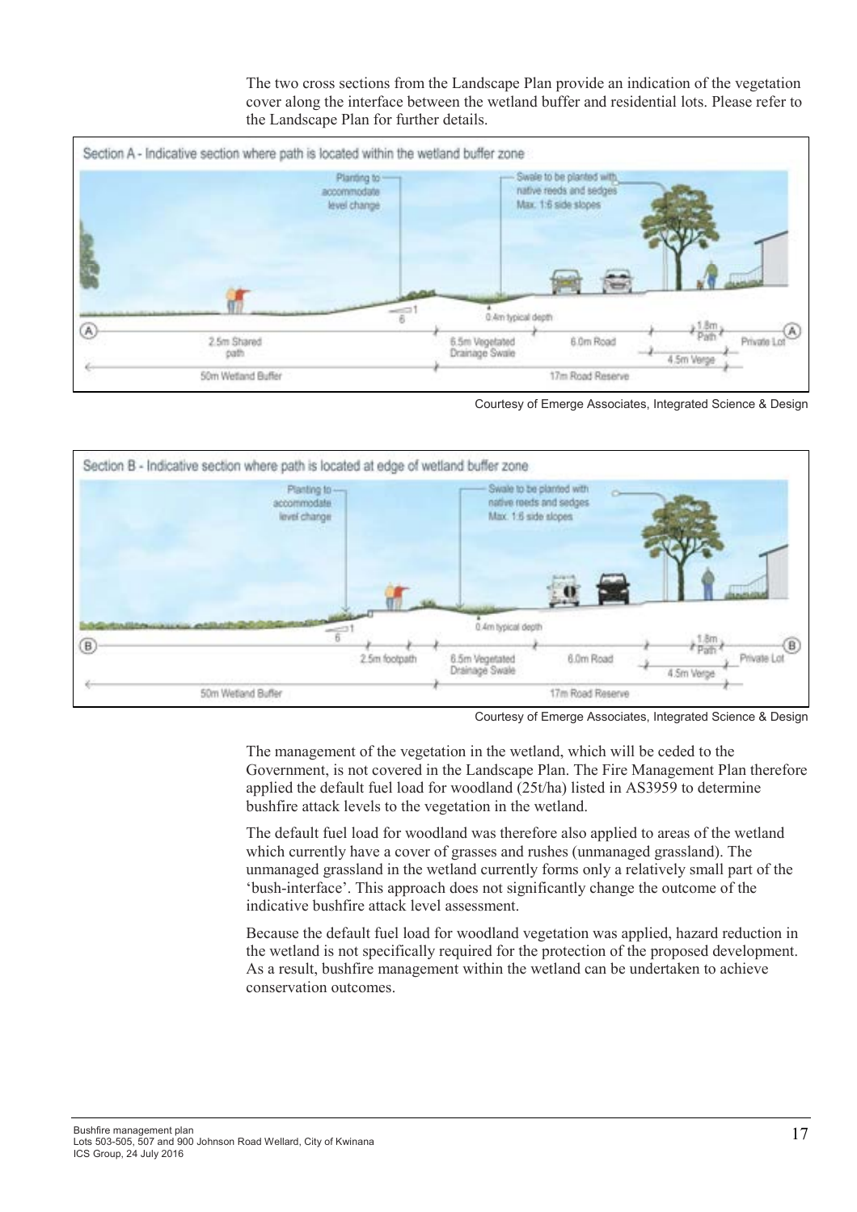The two cross sections from the Landscape Plan provide an indication of the vegetation cover along the interface between the wetland buffer and residential lots. Please refer to the Landscape Plan for further details.

Section A - Indicative section where path is located within the wetland buffer zone

Courtesy of Emerge Associates, Integrated Science & Design

Section B - Indicative section where path is located at edge of wetland buffer zone

Courtesy of Emerge Associates, Integrated Science & Design

The management of the vegetation in the wetland, which will be ceded to the Government, is not covered in the Landscape Plan. The Fire Management Plan therefore applied the default fuel load for woodland (25t/ha) listed in AS3959 to determine bushfire attack levels to the vegetation in the wetland.

The default fuel load for woodland was therefore also applied to areas of the wetland which currently have a cover of grasses and rushes (unmanaged grassland). The unmanaged grassland in the wetland currently forms only a relatively small part of the 'bush-interface'. This approach does not significantly change the outcome of the indicative bushfire attack level assessment.

Because the default fuel load for woodland vegetation was applied, hazard reduction in the wetland is not specifically required for the protection of the proposed development. As a result, bushfire management within the wetland can be undertaken to achieve conservation outcomes.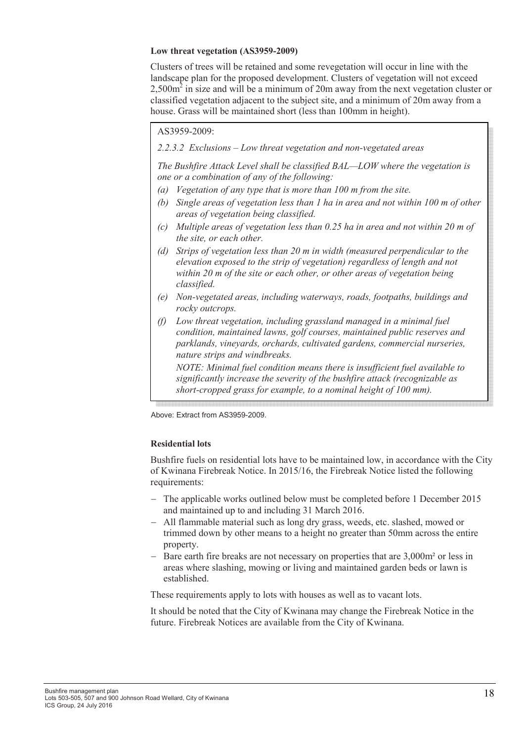**Low threat vegetation (AS3959-2009)**

Clusters of trees will be retained and some revegetation will occur in line with the landscape plan for the proposed development. Clusters of vegetation will not exceed $2,500m^2$ in size and will be a minimum of 20m away from the next vegetation cluster or classified vegetation adjacent to the subject site, and a minimum of 20m away from a house. Grass will be maintained short (less than 100mm in height).

> AS3959-2009:
>
> *2.2.3.2 Exclusions – Low threat vegetation and non-vegetated areas*
>
> *The Bushfire Attack Level shall be classified BAL—LOW where the vegetation is one or a combination of any of the following:*
>
> *(a) Vegetation of any type that is more than 100 m from the site.*
>
> *(b) Single areas of vegetation less than 1 ha in area and not within 100 m of other areas of vegetation being classified.*
>
> *(c) Multiple areas of vegetation less than 0.25 ha in area and not within 20 m of the site, or each other.*
>
> *(d) Strips of vegetation less than 20 m in width (measured perpendicular to the elevation exposed to the strip of vegetation) regardless of length and not within 20 m of the site or each other, or other areas of vegetation being classified.*
>
> *(e) Non-vegetated areas, including waterways, roads, footpaths, buildings and rocky outcrops.*
>
> *(f) Low threat vegetation, including grassland managed in a minimal fuel condition, maintained lawns, golf courses, maintained public reserves and parklands, vineyards, orchards, cultivated gardens, commercial nurseries, nature strips and windbreaks.*
>
> *NOTE: Minimal fuel condition means there is insufficient fuel available to significantly increase the severity of the bushfire attack (recognizable as short-cropped grass for example, to a nominal height of 100 mm).*

Above: Extract from AS3959-2009.

**Residential lots**

Bushfire fuels on residential lots have to be maintained low, in accordance with the City of Kwinana Firebreak Notice. In 2015/16, the Firebreak Notice listed the following requirements:

- The applicable works outlined below must be completed before 1 December 2015 and maintained up to and including 31 March 2016.
- All flammable material such as long dry grass, weeds, etc. slashed, mowed or trimmed down by other means to a height no greater than 50mm across the entire property.
- Bare earth fire breaks are not necessary on properties that are $3,000m^2$ or less in areas where slashing, mowing or living and maintained garden beds or lawn is established.

These requirements apply to lots with houses as well as to vacant lots.

It should be noted that the City of Kwinana may change the Firebreak Notice in the future. Firebreak Notices are available from the City of Kwinana.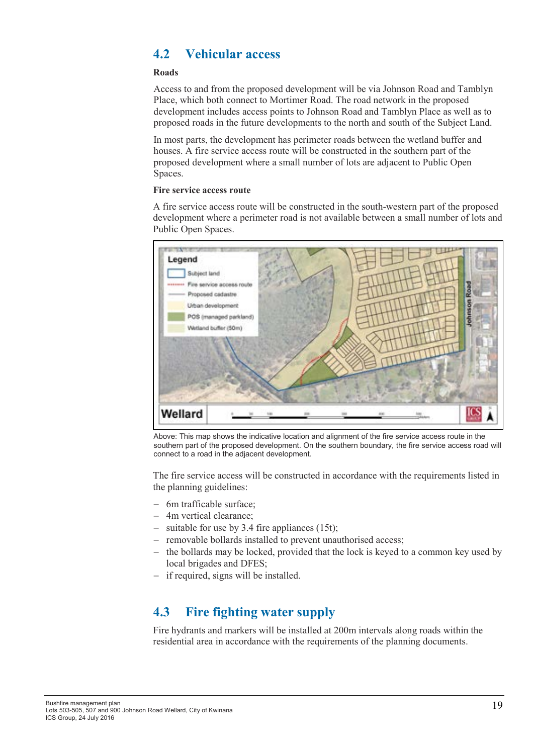## 4.2 Vehicular access

**Roads**

Access to and from the proposed development will be via Johnson Road and Tamblyn Place, which both connect to Mortimer Road. The road network in the proposed development includes access points to Johnson Road and Tamblyn Place as well as to proposed roads in the future developments to the north and south of the Subject Land.

In most parts, the development has perimeter roads between the wetland buffer and houses. A fire service access route will be constructed in the southern part of the proposed development where a small number of lots are adjacent to Public Open Spaces.

**Fire service access route**

A fire service access route will be constructed in the south-western part of the proposed development where a perimeter road is not available between a small number of lots and Public Open Spaces.

Above: This map shows the indicative location and alignment of the fire service access route in the southern part of the proposed development. On the southern boundary, the fire service access road will connect to a road in the adjacent development.

The fire service access will be constructed in accordance with the requirements listed in the planning guidelines:

- 6m trafficable surface;
- 4m vertical clearance;
- suitable for use by 3.4 fire appliances (15t);
- removable bollards installed to prevent unauthorised access;
- the bollards may be locked, provided that the lock is keyed to a common key used by local brigades and DFES;
- if required, signs will be installed.

## 4.3 Fire fighting water supply

Fire hydrants and markers will be installed at 200m intervals along roads within the residential area in accordance with the requirements of the planning documents.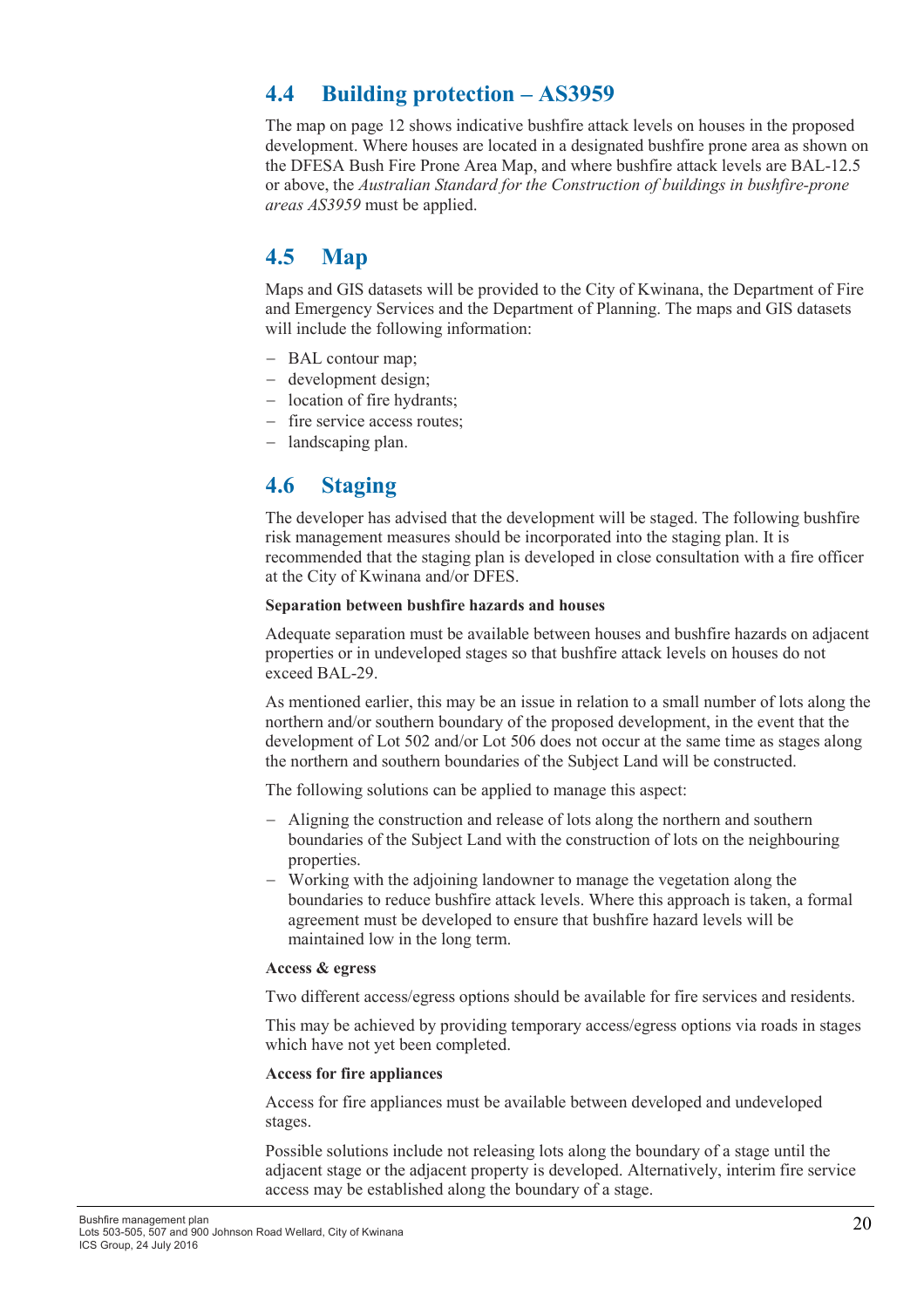## 4.4 Building protection – AS3959

The map on page 12 shows indicative bushfire attack levels on houses in the proposed development. Where houses are located in a designated bushfire prone area as shown on the DFESA Bush Fire Prone Area Map, and where bushfire attack levels are BAL-12.5 or above, the *Australian Standard for the Construction of buildings in bushfire-prone areas AS3959* must be applied.

## 4.5 Map

Maps and GIS datasets will be provided to the City of Kwinana, the Department of Fire and Emergency Services and the Department of Planning. The maps and GIS datasets will include the following information:

- BAL contour map;
- development design;
- location of fire hydrants;
- fire service access routes;
- landscaping plan.

## 4.6 Staging

The developer has advised that the development will be staged. The following bushfire risk management measures should be incorporated into the staging plan. It is recommended that the staging plan is developed in close consultation with a fire officer at the City of Kwinana and/or DFES.

**Separation between bushfire hazards and houses**

Adequate separation must be available between houses and bushfire hazards on adjacent properties or in undeveloped stages so that bushfire attack levels on houses do not exceed BAL-29.

As mentioned earlier, this may be an issue in relation to a small number of lots along the northern and/or southern boundary of the proposed development, in the event that the development of Lot 502 and/or Lot 506 does not occur at the same time as stages along the northern and southern boundaries of the Subject Land will be constructed.

The following solutions can be applied to manage this aspect:

- Aligning the construction and release of lots along the northern and southern boundaries of the Subject Land with the construction of lots on the neighbouring properties.
- Working with the adjoining landowner to manage the vegetation along the boundaries to reduce bushfire attack levels. Where this approach is taken, a formal agreement must be developed to ensure that bushfire hazard levels will be maintained low in the long term.

**Access & egress**

Two different access/egress options should be available for fire services and residents.

This may be achieved by providing temporary access/egress options via roads in stages which have not yet been completed.

**Access for fire appliances**

Access for fire appliances must be available between developed and undeveloped stages.

Possible solutions include not releasing lots along the boundary of a stage until the adjacent stage or the adjacent property is developed. Alternatively, interim fire service access may be established along the boundary of a stage.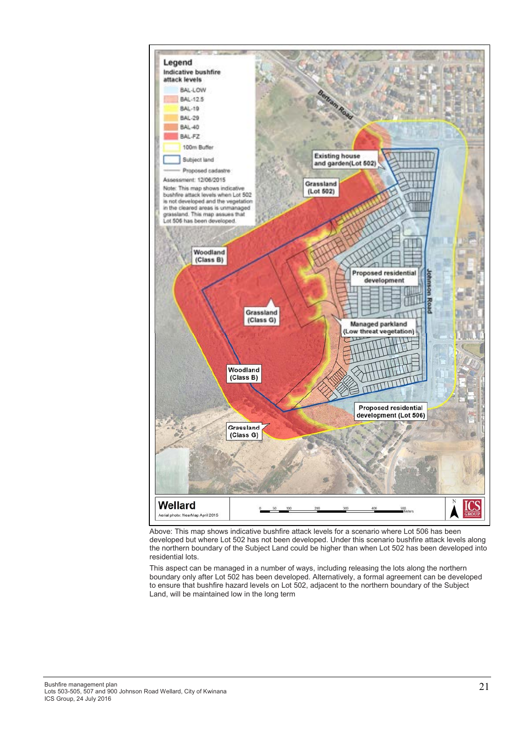Above: This map shows indicative bushfire attack levels for a scenario where Lot 506 has been developed but where Lot 502 has not been developed. Under this scenario bushfire attack levels along the northern boundary of the Subject Land could be higher than when Lot 502 has been developed into residential lots.

This aspect can be managed in a number of ways, including releasing the lots along the northern boundary only after Lot 502 has been developed. Alternatively, a formal agreement can be developed to ensure that bushfire hazard levels on Lot 502, adjacent to the northern boundary of the Subject Land, will be maintained low in the long term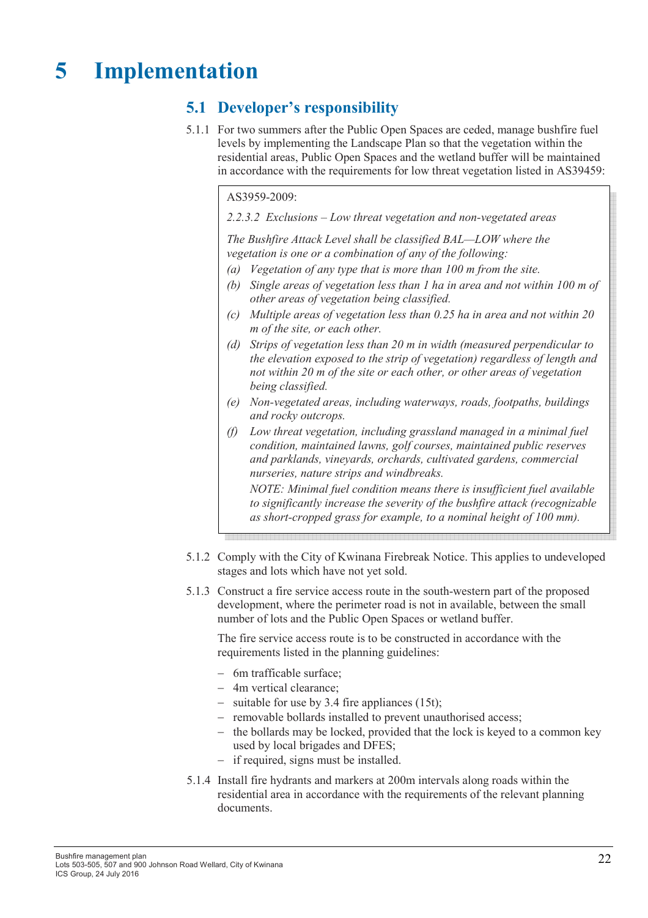# 5 Implementation

## 5.1 Developer's responsibility

5.1.1 For two summers after the Public Open Spaces are ceded, manage bushfire fuel levels by implementing the Landscape Plan so that the vegetation within the residential areas, Public Open Spaces and the wetland buffer will be maintained in accordance with the requirements for low threat vegetation listed in AS39459:

> AS3959-2009:
>
> *2.2.3.2 Exclusions – Low threat vegetation and non-vegetated areas*
>
> *The Bushfire Attack Level shall be classified BAL—LOW where the vegetation is one or a combination of any of the following:*
>
> *(a) Vegetation of any type that is more than 100 m from the site.*
>
> *(b) Single areas of vegetation less than 1 ha in area and not within 100 m of other areas of vegetation being classified.*
>
> *(c) Multiple areas of vegetation less than 0.25 ha in area and not within 20 m of the site, or each other.*
>
> *(d) Strips of vegetation less than 20 m in width (measured perpendicular to the elevation exposed to the strip of vegetation) regardless of length and not within 20 m of the site or each other, or other areas of vegetation being classified.*
>
> *(e) Non-vegetated areas, including waterways, roads, footpaths, buildings and rocky outcrops.*
>
> *(f) Low threat vegetation, including grassland managed in a minimal fuel condition, maintained lawns, golf courses, maintained public reserves and parklands, vineyards, orchards, cultivated gardens, commercial nurseries, nature strips and windbreaks.*
>
> *NOTE: Minimal fuel condition means there is insufficient fuel available to significantly increase the severity of the bushfire attack (recognizable as short-cropped grass for example, to a nominal height of 100 mm).*

5.1.2 Comply with the City of Kwinana Firebreak Notice. This applies to undeveloped stages and lots which have not yet sold.

5.1.3 Construct a fire service access route in the south-western part of the proposed development, where the perimeter road is not in available, between the small number of lots and the Public Open Spaces or wetland buffer.

The fire service access route is to be constructed in accordance with the requirements listed in the planning guidelines:

- 6m trafficable surface;
- 4m vertical clearance;
- suitable for use by 3.4 fire appliances (15t);
- removable bollards installed to prevent unauthorised access;
- the bollards may be locked, provided that the lock is keyed to a common key used by local brigades and DFES;
- if required, signs must be installed.

5.1.4 Install fire hydrants and markers at 200m intervals along roads within the residential area in accordance with the requirements of the relevant planning documents.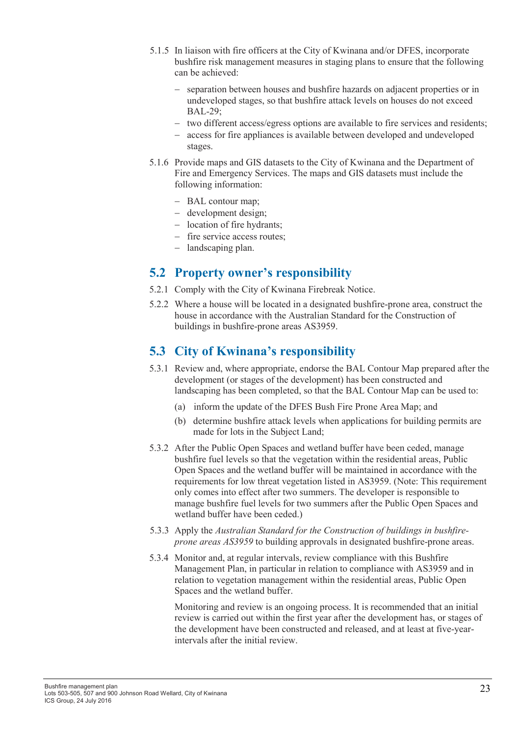5.1.5 In liaison with fire officers at the City of Kwinana and/or DFES, incorporate bushfire risk management measures in staging plans to ensure that the following can be achieved:

- separation between houses and bushfire hazards on adjacent properties or in undeveloped stages, so that bushfire attack levels on houses do not exceed BAL-29;
- two different access/egress options are available to fire services and residents;
- access for fire appliances is available between developed and undeveloped stages.

5.1.6 Provide maps and GIS datasets to the City of Kwinana and the Department of Fire and Emergency Services. The maps and GIS datasets must include the following information:

- BAL contour map;
- development design;
- location of fire hydrants;
- fire service access routes;
- landscaping plan.

## 5.2 Property owner's responsibility

5.2.1 Comply with the City of Kwinana Firebreak Notice.

5.2.2 Where a house will be located in a designated bushfire-prone area, construct the house in accordance with the Australian Standard for the Construction of buildings in bushfire-prone areas AS3959.

## 5.3 City of Kwinana's responsibility

5.3.1 Review and, where appropriate, endorse the BAL Contour Map prepared after the development (or stages of the development) has been constructed and landscaping has been completed, so that the BAL Contour Map can be used to:

(a) inform the update of the DFES Bush Fire Prone Area Map; and

(b) determine bushfire attack levels when applications for building permits are made for lots in the Subject Land;

5.3.2 After the Public Open Spaces and wetland buffer have been ceded, manage bushfire fuel levels so that the vegetation within the residential areas, Public Open Spaces and the wetland buffer will be maintained in accordance with the requirements for low threat vegetation listed in AS3959. (Note: This requirement only comes into effect after two summers. The developer is responsible to manage bushfire fuel levels for two summers after the Public Open Spaces and wetland buffer have been ceded.)

5.3.3 Apply the *Australian Standard for the Construction of buildings in bushfire-prone areas AS3959* to building approvals in designated bushfire-prone areas.

5.3.4 Monitor and, at regular intervals, review compliance with this Bushfire Management Plan, in particular in relation to compliance with AS3959 and in relation to vegetation management within the residential areas, Public Open Spaces and the wetland buffer.

Monitoring and review is an ongoing process. It is recommended that an initial review is carried out within the first year after the development has, or stages of the development have been constructed and released, and at least at five-year-intervals after the initial review.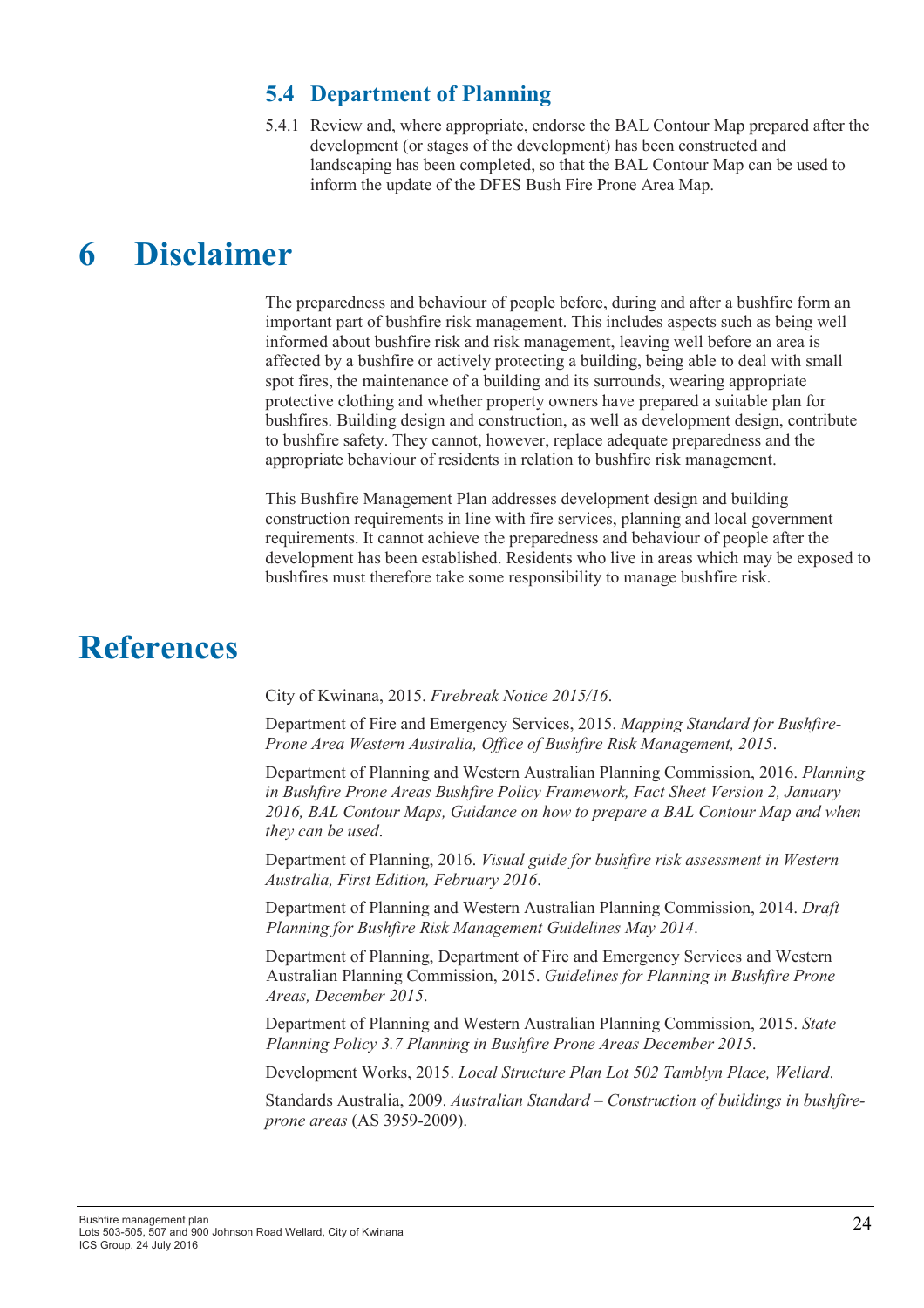## 5.4 Department of Planning

5.4.1 Review and, where appropriate, endorse the BAL Contour Map prepared after the development (or stages of the development) has been constructed and landscaping has been completed, so that the BAL Contour Map can be used to inform the update of the DFES Bush Fire Prone Area Map.

# 6 Disclaimer

The preparedness and behaviour of people before, during and after a bushfire form an important part of bushfire risk management. This includes aspects such as being well informed about bushfire risk and risk management, leaving well before an area is affected by a bushfire or actively protecting a building, being able to deal with small spot fires, the maintenance of a building and its surrounds, wearing appropriate protective clothing and whether property owners have prepared a suitable plan for bushfires. Building design and construction, as well as development design, contribute to bushfire safety. They cannot, however, replace adequate preparedness and the appropriate behaviour of residents in relation to bushfire risk management.

This Bushfire Management Plan addresses development design and building construction requirements in line with fire services, planning and local government requirements. It cannot achieve the preparedness and behaviour of people after the development has been established. Residents who live in areas which may be exposed to bushfires must therefore take some responsibility to manage bushfire risk.

# References

City of Kwinana, 2015. *Firebreak Notice 2015/16*.

Department of Fire and Emergency Services, 2015. *Mapping Standard for Bushfire-Prone Area Western Australia, Office of Bushfire Risk Management, 2015*.

Department of Planning and Western Australian Planning Commission, 2016. *Planning in Bushfire Prone Areas Bushfire Policy Framework, Fact Sheet Version 2, January 2016, BAL Contour Maps, Guidance on how to prepare a BAL Contour Map and when they can be used*.

Department of Planning, 2016. *Visual guide for bushfire risk assessment in Western Australia, First Edition, February 2016*.

Department of Planning and Western Australian Planning Commission, 2014. *Draft Planning for Bushfire Risk Management Guidelines May 2014*.

Department of Planning, Department of Fire and Emergency Services and Western Australian Planning Commission, 2015. *Guidelines for Planning in Bushfire Prone Areas, December 2015*.

Department of Planning and Western Australian Planning Commission, 2015. *State Planning Policy 3.7 Planning in Bushfire Prone Areas December 2015*.

Development Works, 2015. *Local Structure Plan Lot 502 Tamblyn Place, Wellard*.

Standards Australia, 2009. *Australian Standard – Construction of buildings in bushfire-prone areas* (AS 3959-2009).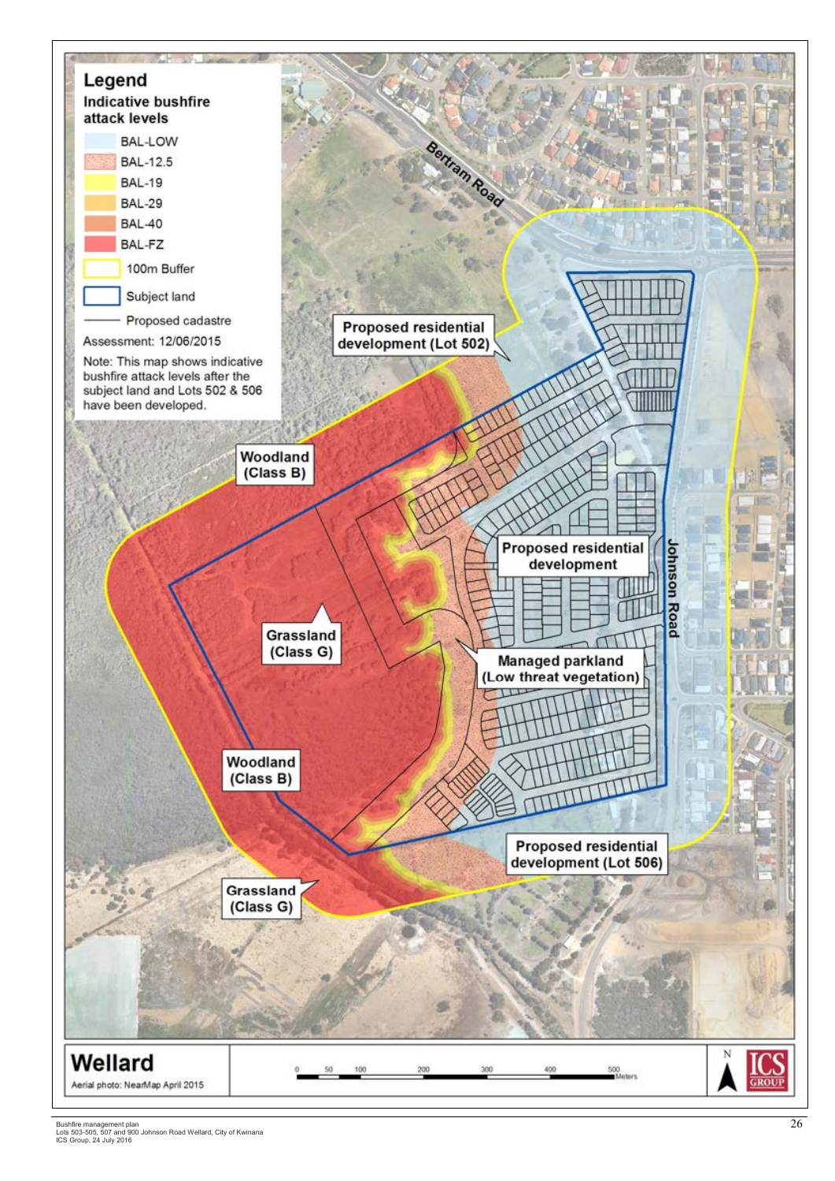## Legend

**Indicative bushfire attack levels**

- BAL-LOW
- BAL-12.5
- BAL-19
- BAL-29
- BAL-40
- BAL-FZ
- 100m Buffer
- Subject land
- Proposed cadastre

Assessment: 12/06/2015

Note: This map shows indicative bushfire attack levels after the subject land and Lots 502 & 506 have been developed.

Bertram Road

Proposed residential development (Lot 502)

Woodland (Class B)

Proposed residential development

Johnson Road

Grassland (Class G)

Managed parkland (Low threat vegetation)

Woodland (Class B)

Proposed residential development (Lot 506)

Grassland (Class G)

**Wellard**

Aerial photo: NearMap April 2015

0 50 100 200 300 400 500 Meters

N

ICS GROUP

Bushfire management plan
Lots 503-505, 507 and 900 Johnson Road Wellard, City of Kwinana
ICS Group, 24 July 2016